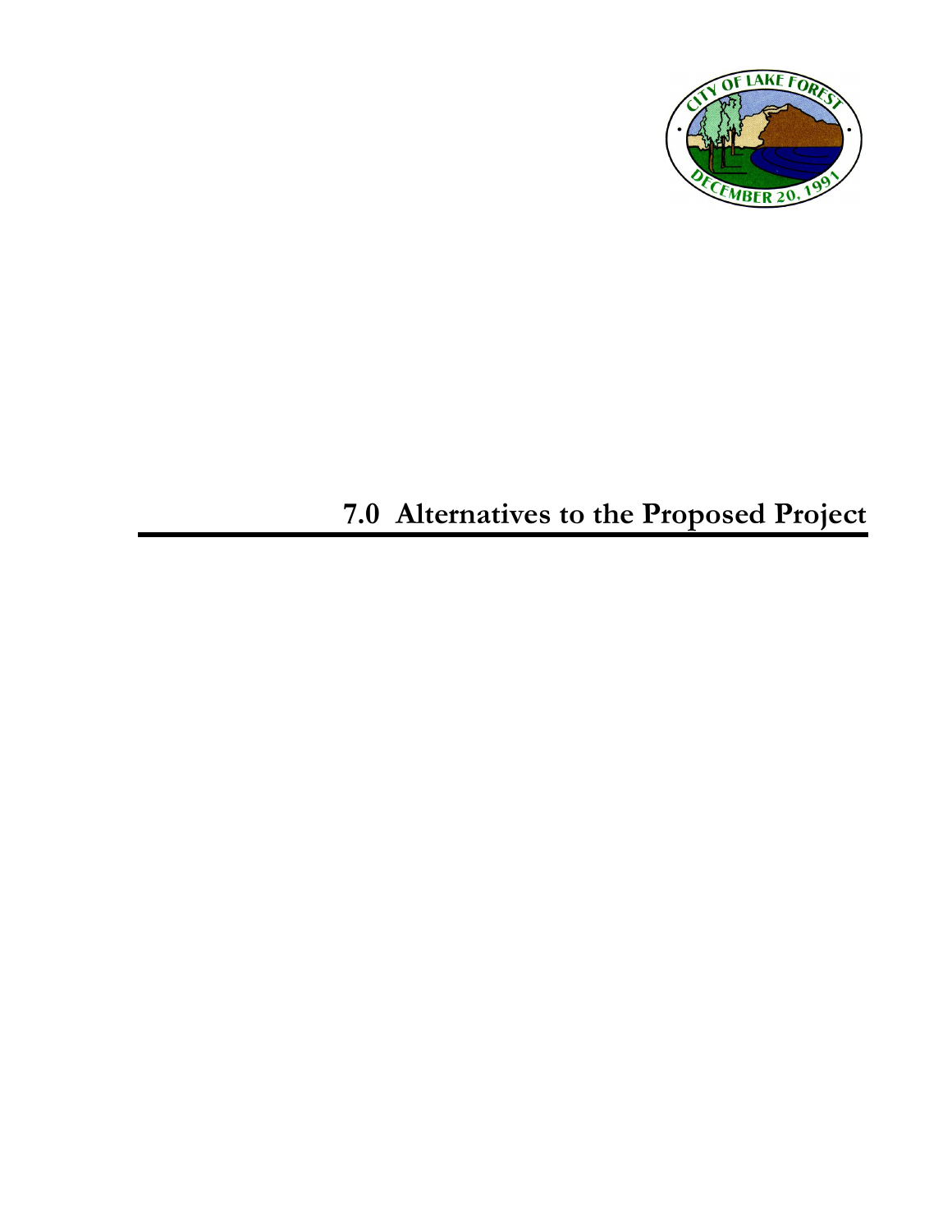# 7.0 Alternatives to the Proposed Project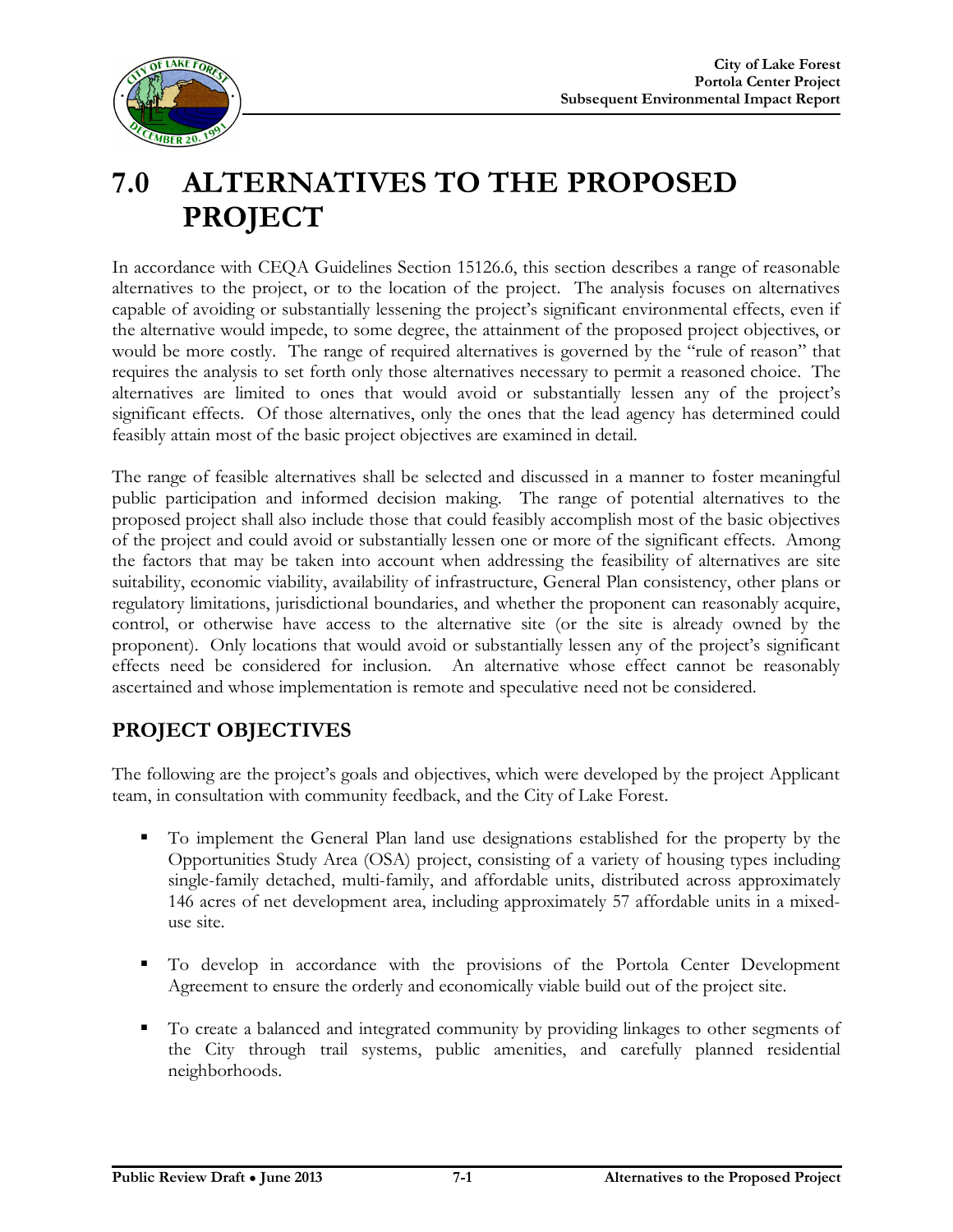# 7.0 ALTERNATIVES TO THE PROPOSED PROJECT

In accordance with CEQA Guidelines Section 15126.6, this section describes a range of reasonable alternatives to the project, or to the location of the project. The analysis focuses on alternatives capable of avoiding or substantially lessening the project's significant environmental effects, even if the alternative would impede, to some degree, the attainment of the proposed project objectives, or would be more costly. The range of required alternatives is governed by the "rule of reason" that requires the analysis to set forth only those alternatives necessary to permit a reasoned choice. The alternatives are limited to ones that would avoid or substantially lessen any of the project's significant effects. Of those alternatives, only the ones that the lead agency has determined could feasibly attain most of the basic project objectives are examined in detail.

The range of feasible alternatives shall be selected and discussed in a manner to foster meaningful public participation and informed decision making. The range of potential alternatives to the proposed project shall also include those that could feasibly accomplish most of the basic objectives of the project and could avoid or substantially lessen one or more of the significant effects. Among the factors that may be taken into account when addressing the feasibility of alternatives are site suitability, economic viability, availability of infrastructure, General Plan consistency, other plans or regulatory limitations, jurisdictional boundaries, and whether the proponent can reasonably acquire, control, or otherwise have access to the alternative site (or the site is already owned by the proponent). Only locations that would avoid or substantially lessen any of the project's significant effects need be considered for inclusion. An alternative whose effect cannot be reasonably ascertained and whose implementation is remote and speculative need not be considered.

## PROJECT OBJECTIVES

The following are the project's goals and objectives, which were developed by the project Applicant team, in consultation with community feedback, and the City of Lake Forest.

- To implement the General Plan land use designations established for the property by the Opportunities Study Area (OSA) project, consisting of a variety of housing types including single-family detached, multi-family, and affordable units, distributed across approximately 146 acres of net development area, including approximately 57 affordable units in a mixed-use site.
- To develop in accordance with the provisions of the Portola Center Development Agreement to ensure the orderly and economically viable build out of the project site.
- To create a balanced and integrated community by providing linkages to other segments of the City through trail systems, public amenities, and carefully planned residential neighborhoods.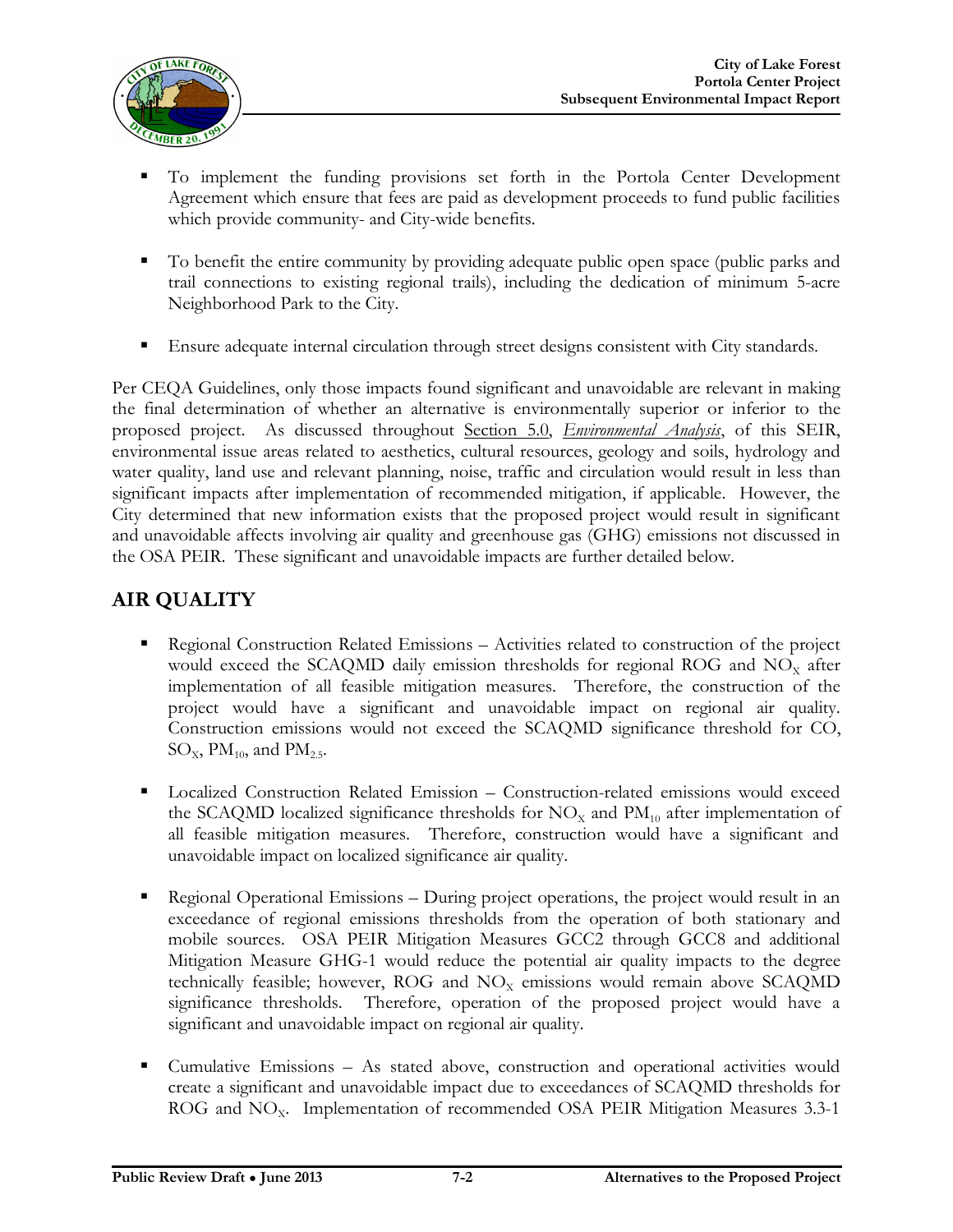- To implement the funding provisions set forth in the Portola Center Development Agreement which ensure that fees are paid as development proceeds to fund public facilities which provide community- and City-wide benefits.

- To benefit the entire community by providing adequate public open space (public parks and trail connections to existing regional trails), including the dedication of minimum 5-acre Neighborhood Park to the City.

- Ensure adequate internal circulation through street designs consistent with City standards.

Per CEQA Guidelines, only those impacts found significant and unavoidable are relevant in making the final determination of whether an alternative is environmentally superior or inferior to the proposed project. As discussed throughout Section 5.0, *Environmental Analysis*, of this SEIR, environmental issue areas related to aesthetics, cultural resources, geology and soils, hydrology and water quality, land use and relevant planning, noise, traffic and circulation would result in less than significant impacts after implementation of recommended mitigation, if applicable. However, the City determined that new information exists that the proposed project would result in significant and unavoidable affects involving air quality and greenhouse gas (GHG) emissions not discussed in the OSA PEIR. These significant and unavoidable impacts are further detailed below.

## AIR QUALITY

- Regional Construction Related Emissions – Activities related to construction of the project would exceed the SCAQMD daily emission thresholds for regional ROG and $NO_X$ after implementation of all feasible mitigation measures. Therefore, the construction of the project would have a significant and unavoidable impact on regional air quality. Construction emissions would not exceed the SCAQMD significance threshold for CO, $SO_X$, $PM_{10}$, and $PM_{2.5}$.

- Localized Construction Related Emission – Construction-related emissions would exceed the SCAQMD localized significance thresholds for $NO_X$ and $PM_{10}$ after implementation of all feasible mitigation measures. Therefore, construction would have a significant and unavoidable impact on localized significance air quality.

- Regional Operational Emissions – During project operations, the project would result in an exceedance of regional emissions thresholds from the operation of both stationary and mobile sources. OSA PEIR Mitigation Measures GCC2 through GCC8 and additional Mitigation Measure GHG-1 would reduce the potential air quality impacts to the degree technically feasible; however, ROG and $NO_X$ emissions would remain above SCAQMD significance thresholds. Therefore, operation of the proposed project would have a significant and unavoidable impact on regional air quality.

- Cumulative Emissions – As stated above, construction and operational activities would create a significant and unavoidable impact due to exceedances of SCAQMD thresholds for ROG and $NO_X$. Implementation of recommended OSA PEIR Mitigation Measures 3.3-1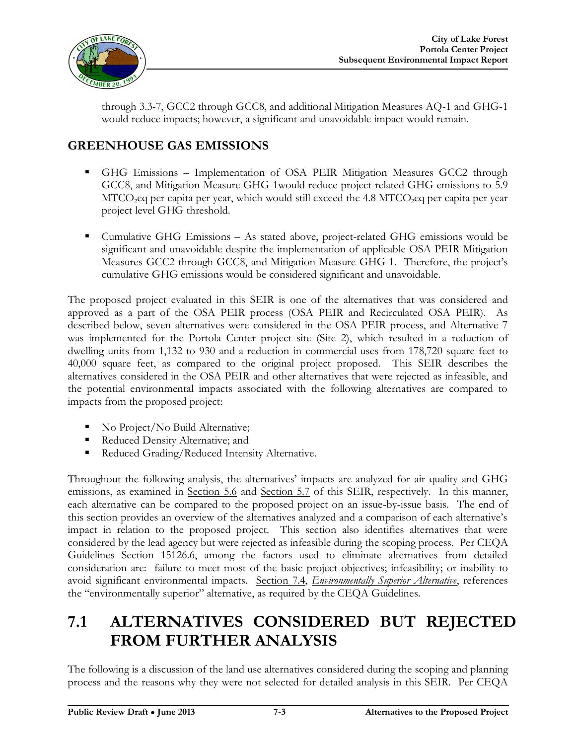through 3.3-7, GCC2 through GCC8, and additional Mitigation Measures AQ-1 and GHG-1 would reduce impacts; however, a significant and unavoidable impact would remain.

## GREENHOUSE GAS EMISSIONS

- GHG Emissions – Implementation of OSA PEIR Mitigation Measures GCC2 through GCC8, and Mitigation Measure GHG-1would reduce project-related GHG emissions to 5.9 $MTCO_2eq$ per capita per year, which would still exceed the 4.8 $MTCO_2eq$ per capita per year project level GHG threshold.
- Cumulative GHG Emissions – As stated above, project-related GHG emissions would be significant and unavoidable despite the implementation of applicable OSA PEIR Mitigation Measures GCC2 through GCC8, and Mitigation Measure GHG-1. Therefore, the project's cumulative GHG emissions would be considered significant and unavoidable.

The proposed project evaluated in this SEIR is one of the alternatives that was considered and approved as a part of the OSA PEIR process (OSA PEIR and Recirculated OSA PEIR). As described below, seven alternatives were considered in the OSA PEIR process, and Alternative 7 was implemented for the Portola Center project site (Site 2), which resulted in a reduction of dwelling units from 1,132 to 930 and a reduction in commercial uses from 178,720 square feet to 40,000 square feet, as compared to the original project proposed. This SEIR describes the alternatives considered in the OSA PEIR and other alternatives that were rejected as infeasible, and the potential environmental impacts associated with the following alternatives are compared to impacts from the proposed project:

- No Project/No Build Alternative;
- Reduced Density Alternative; and
- Reduced Grading/Reduced Intensity Alternative.

Throughout the following analysis, the alternatives' impacts are analyzed for air quality and GHG emissions, as examined in Section 5.6 and Section 5.7 of this SEIR, respectively. In this manner, each alternative can be compared to the proposed project on an issue-by-issue basis. The end of this section provides an overview of the alternatives analyzed and a comparison of each alternative's impact in relation to the proposed project. This section also identifies alternatives that were considered by the lead agency but were rejected as infeasible during the scoping process. Per CEQA Guidelines Section 15126.6, among the factors used to eliminate alternatives from detailed consideration are: failure to meet most of the basic project objectives; infeasibility; or inability to avoid significant environmental impacts. Section 7.4, *Environmentally Superior Alternative*, references the "environmentally superior" alternative, as required by the CEQA Guidelines.

# 7.1 ALTERNATIVES CONSIDERED BUT REJECTED FROM FURTHER ANALYSIS

The following is a discussion of the land use alternatives considered during the scoping and planning process and the reasons why they were not selected for detailed analysis in this SEIR. Per CEQA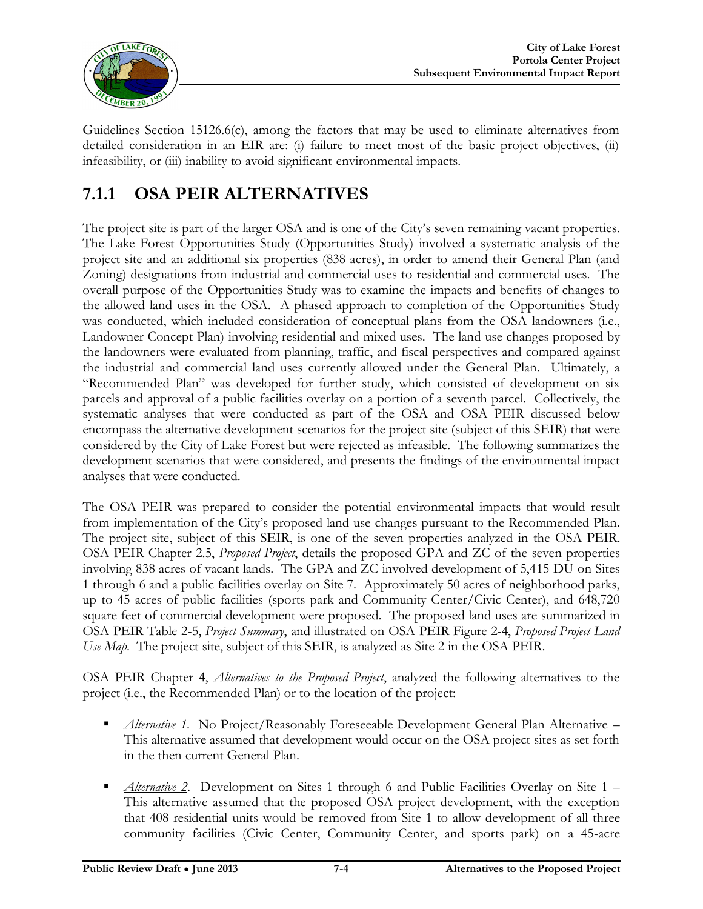Guidelines Section 15126.6(c), among the factors that may be used to eliminate alternatives from detailed consideration in an EIR are: (i) failure to meet most of the basic project objectives, (ii) infeasibility, or (iii) inability to avoid significant environmental impacts.

## 7.1.1 OSA PEIR ALTERNATIVES

The project site is part of the larger OSA and is one of the City's seven remaining vacant properties. The Lake Forest Opportunities Study (Opportunities Study) involved a systematic analysis of the project site and an additional six properties (838 acres), in order to amend their General Plan (and Zoning) designations from industrial and commercial uses to residential and commercial uses. The overall purpose of the Opportunities Study was to examine the impacts and benefits of changes to the allowed land uses in the OSA. A phased approach to completion of the Opportunities Study was conducted, which included consideration of conceptual plans from the OSA landowners (i.e., Landowner Concept Plan) involving residential and mixed uses. The land use changes proposed by the landowners were evaluated from planning, traffic, and fiscal perspectives and compared against the industrial and commercial land uses currently allowed under the General Plan. Ultimately, a "Recommended Plan" was developed for further study, which consisted of development on six parcels and approval of a public facilities overlay on a portion of a seventh parcel. Collectively, the systematic analyses that were conducted as part of the OSA and OSA PEIR discussed below encompass the alternative development scenarios for the project site (subject of this SEIR) that were considered by the City of Lake Forest but were rejected as infeasible. The following summarizes the development scenarios that were considered, and presents the findings of the environmental impact analyses that were conducted.

The OSA PEIR was prepared to consider the potential environmental impacts that would result from implementation of the City's proposed land use changes pursuant to the Recommended Plan. The project site, subject of this SEIR, is one of the seven properties analyzed in the OSA PEIR. OSA PEIR Chapter 2.5, *Proposed Project*, details the proposed GPA and ZC of the seven properties involving 838 acres of vacant lands. The GPA and ZC involved development of 5,415 DU on Sites 1 through 6 and a public facilities overlay on Site 7. Approximately 50 acres of neighborhood parks, up to 45 acres of public facilities (sports park and Community Center/Civic Center), and 648,720 square feet of commercial development were proposed. The proposed land uses are summarized in OSA PEIR Table 2-5, *Project Summary*, and illustrated on OSA PEIR Figure 2-4, *Proposed Project Land Use Map*. The project site, subject of this SEIR, is analyzed as Site 2 in the OSA PEIR.

OSA PEIR Chapter 4, *Alternatives to the Proposed Project*, analyzed the following alternatives to the project (i.e., the Recommended Plan) or to the location of the project:

- *Alternative 1*. No Project/Reasonably Foreseeable Development General Plan Alternative – This alternative assumed that development would occur on the OSA project sites as set forth in the then current General Plan.
- *Alternative 2*. Development on Sites 1 through 6 and Public Facilities Overlay on Site 1 – This alternative assumed that the proposed OSA project development, with the exception that 408 residential units would be removed from Site 1 to allow development of all three community facilities (Civic Center, Community Center, and sports park) on a 45-acre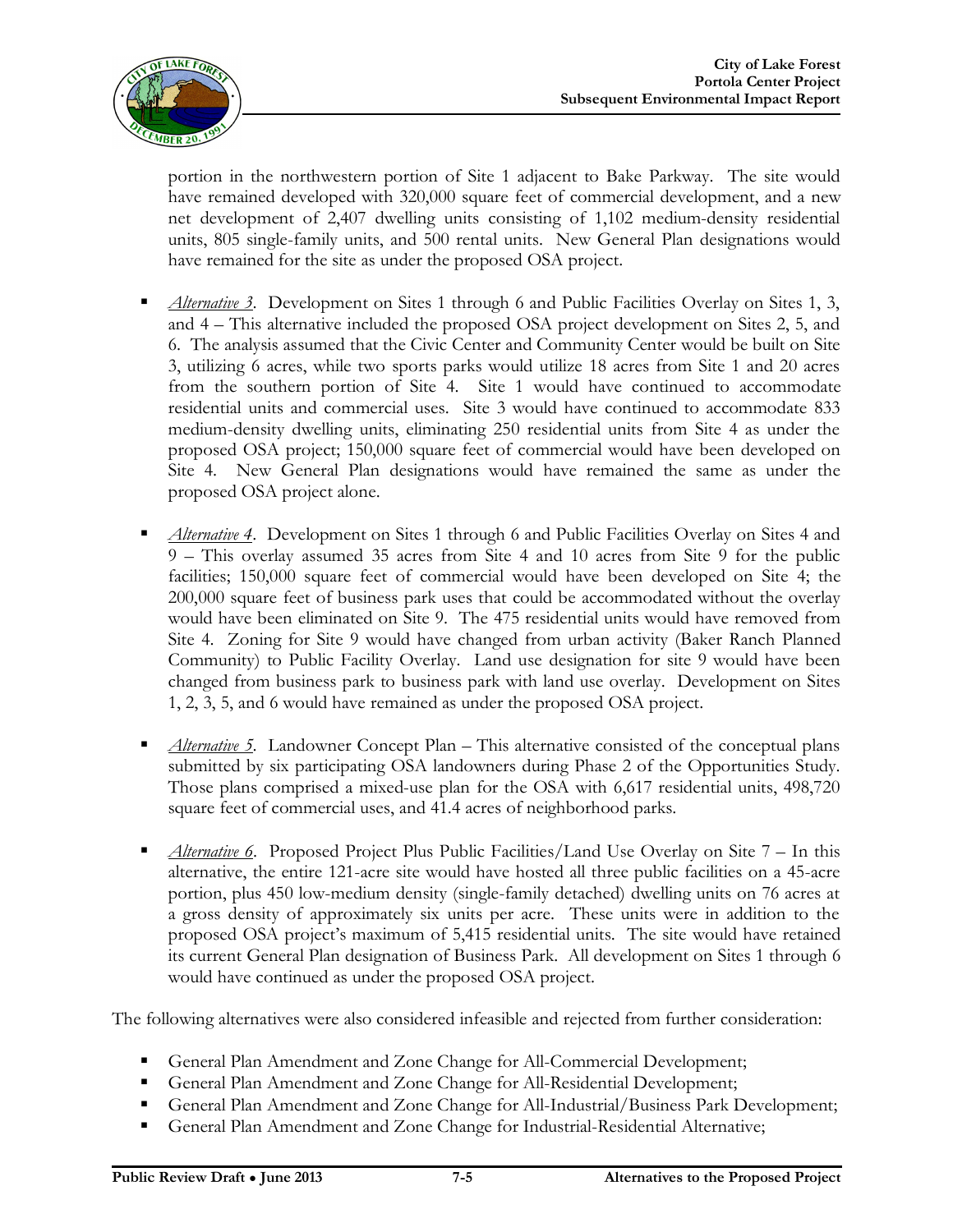portion in the northwestern portion of Site 1 adjacent to Bake Parkway. The site would have remained developed with 320,000 square feet of commercial development, and a new net development of 2,407 dwelling units consisting of 1,102 medium-density residential units, 805 single-family units, and 500 rental units. New General Plan designations would have remained for the site as under the proposed OSA project.

- *Alternative 3*. Development on Sites 1 through 6 and Public Facilities Overlay on Sites 1, 3, and 4 – This alternative included the proposed OSA project development on Sites 2, 5, and 6. The analysis assumed that the Civic Center and Community Center would be built on Site 3, utilizing 6 acres, while two sports parks would utilize 18 acres from Site 1 and 20 acres from the southern portion of Site 4. Site 1 would have continued to accommodate residential units and commercial uses. Site 3 would have continued to accommodate 833 medium-density dwelling units, eliminating 250 residential units from Site 4 as under the proposed OSA project; 150,000 square feet of commercial would have been developed on Site 4. New General Plan designations would have remained the same as under the proposed OSA project alone.

- *Alternative 4*. Development on Sites 1 through 6 and Public Facilities Overlay on Sites 4 and 9 – This overlay assumed 35 acres from Site 4 and 10 acres from Site 9 for the public facilities; 150,000 square feet of commercial would have been developed on Site 4; the 200,000 square feet of business park uses that could be accommodated without the overlay would have been eliminated on Site 9. The 475 residential units would have removed from Site 4. Zoning for Site 9 would have changed from urban activity (Baker Ranch Planned Community) to Public Facility Overlay. Land use designation for site 9 would have been changed from business park to business park with land use overlay. Development on Sites 1, 2, 3, 5, and 6 would have remained as under the proposed OSA project.

- *Alternative 5*. Landowner Concept Plan – This alternative consisted of the conceptual plans submitted by six participating OSA landowners during Phase 2 of the Opportunities Study. Those plans comprised a mixed-use plan for the OSA with 6,617 residential units, 498,720 square feet of commercial uses, and 41.4 acres of neighborhood parks.

- *Alternative 6*. Proposed Project Plus Public Facilities/Land Use Overlay on Site 7 – In this alternative, the entire 121-acre site would have hosted all three public facilities on a 45-acre portion, plus 450 low-medium density (single-family detached) dwelling units on 76 acres at a gross density of approximately six units per acre. These units were in addition to the proposed OSA project's maximum of 5,415 residential units. The site would have retained its current General Plan designation of Business Park. All development on Sites 1 through 6 would have continued as under the proposed OSA project.

The following alternatives were also considered infeasible and rejected from further consideration:

- General Plan Amendment and Zone Change for All-Commercial Development;
- General Plan Amendment and Zone Change for All-Residential Development;
- General Plan Amendment and Zone Change for All-Industrial/Business Park Development;
- General Plan Amendment and Zone Change for Industrial-Residential Alternative;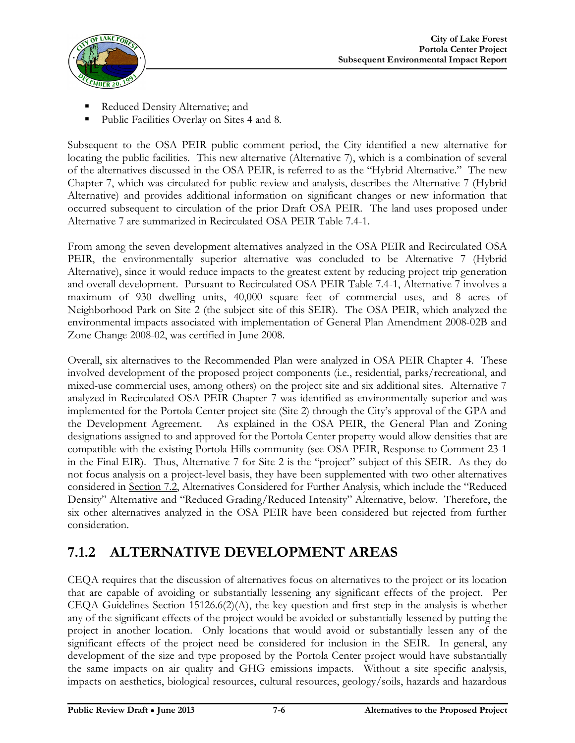- Reduced Density Alternative; and
- Public Facilities Overlay on Sites 4 and 8.

Subsequent to the OSA PEIR public comment period, the City identified a new alternative for locating the public facilities. This new alternative (Alternative 7), which is a combination of several of the alternatives discussed in the OSA PEIR, is referred to as the "Hybrid Alternative." The new Chapter 7, which was circulated for public review and analysis, describes the Alternative 7 (Hybrid Alternative) and provides additional information on significant changes or new information that occurred subsequent to circulation of the prior Draft OSA PEIR. The land uses proposed under Alternative 7 are summarized in Recirculated OSA PEIR Table 7.4-1.

From among the seven development alternatives analyzed in the OSA PEIR and Recirculated OSA PEIR, the environmentally superior alternative was concluded to be Alternative 7 (Hybrid Alternative), since it would reduce impacts to the greatest extent by reducing project trip generation and overall development. Pursuant to Recirculated OSA PEIR Table 7.4-1, Alternative 7 involves a maximum of 930 dwelling units, 40,000 square feet of commercial uses, and 8 acres of Neighborhood Park on Site 2 (the subject site of this SEIR). The OSA PEIR, which analyzed the environmental impacts associated with implementation of General Plan Amendment 2008-02B and Zone Change 2008-02, was certified in June 2008.

Overall, six alternatives to the Recommended Plan were analyzed in OSA PEIR Chapter 4. These involved development of the proposed project components (i.e., residential, parks/recreational, and mixed-use commercial uses, among others) on the project site and six additional sites. Alternative 7 analyzed in Recirculated OSA PEIR Chapter 7 was identified as environmentally superior and was implemented for the Portola Center project site (Site 2) through the City's approval of the GPA and the Development Agreement. As explained in the OSA PEIR, the General Plan and Zoning designations assigned to and approved for the Portola Center property would allow densities that are compatible with the existing Portola Hills community (see OSA PEIR, Response to Comment 23-1 in the Final EIR). Thus, Alternative 7 for Site 2 is the "project" subject of this SEIR. As they do not focus analysis on a project-level basis, they have been supplemented with two other alternatives considered in Section 7.2, Alternatives Considered for Further Analysis, which include the "Reduced Density" Alternative and "Reduced Grading/Reduced Intensity" Alternative, below. Therefore, the six other alternatives analyzed in the OSA PEIR have been considered but rejected from further consideration.

## 7.1.2 ALTERNATIVE DEVELOPMENT AREAS

CEQA requires that the discussion of alternatives focus on alternatives to the project or its location that are capable of avoiding or substantially lessening any significant effects of the project. Per CEQA Guidelines Section 15126.6(2)(A), the key question and first step in the analysis is whether any of the significant effects of the project would be avoided or substantially lessened by putting the project in another location. Only locations that would avoid or substantially lessen any of the significant effects of the project need be considered for inclusion in the SEIR. In general, any development of the size and type proposed by the Portola Center project would have substantially the same impacts on air quality and GHG emissions impacts. Without a site specific analysis, impacts on aesthetics, biological resources, cultural resources, geology/soils, hazards and hazardous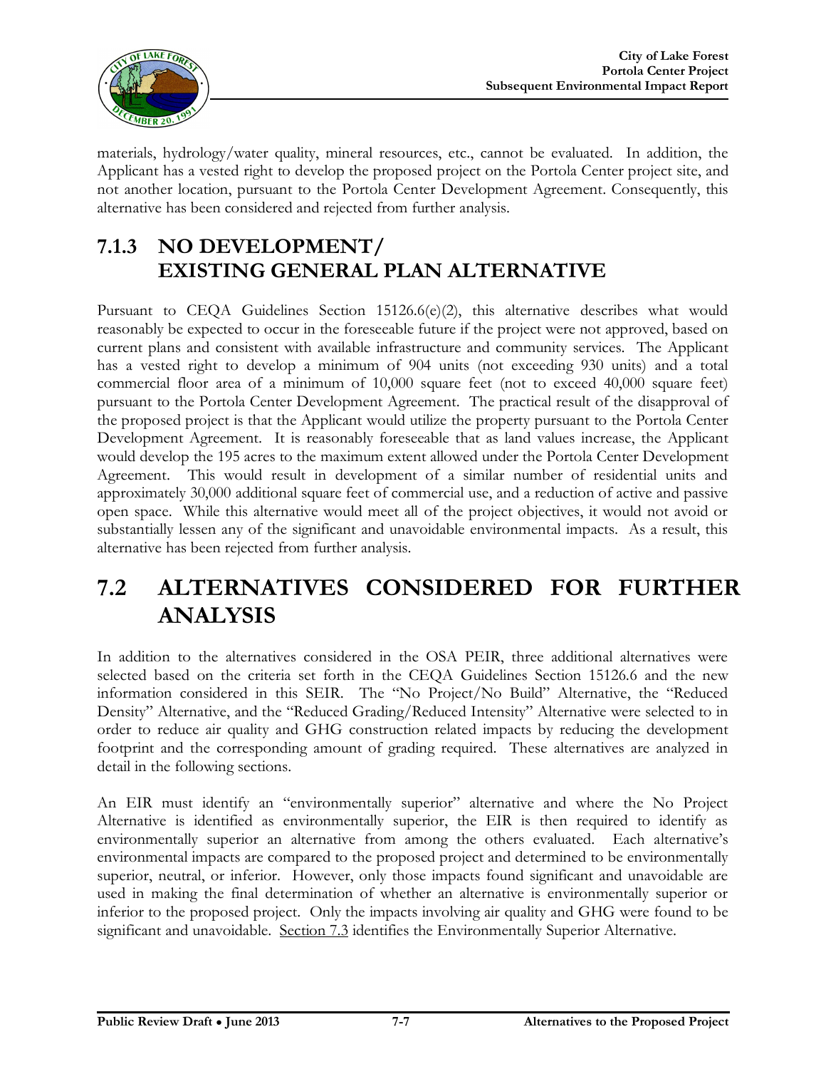materials, hydrology/water quality, mineral resources, etc., cannot be evaluated. In addition, the Applicant has a vested right to develop the proposed project on the Portola Center project site, and not another location, pursuant to the Portola Center Development Agreement. Consequently, this alternative has been considered and rejected from further analysis.

### 7.1.3 NO DEVELOPMENT/ EXISTING GENERAL PLAN ALTERNATIVE

Pursuant to CEQA Guidelines Section 15126.6(e)(2), this alternative describes what would reasonably be expected to occur in the foreseeable future if the project were not approved, based on current plans and consistent with available infrastructure and community services. The Applicant has a vested right to develop a minimum of 904 units (not exceeding 930 units) and a total commercial floor area of a minimum of 10,000 square feet (not to exceed 40,000 square feet) pursuant to the Portola Center Development Agreement. The practical result of the disapproval of the proposed project is that the Applicant would utilize the property pursuant to the Portola Center Development Agreement. It is reasonably foreseeable that as land values increase, the Applicant would develop the 195 acres to the maximum extent allowed under the Portola Center Development Agreement. This would result in development of a similar number of residential units and approximately 30,000 additional square feet of commercial use, and a reduction of active and passive open space. While this alternative would meet all of the project objectives, it would not avoid or substantially lessen any of the significant and unavoidable environmental impacts. As a result, this alternative has been rejected from further analysis.

## 7.2 ALTERNATIVES CONSIDERED FOR FURTHER ANALYSIS

In addition to the alternatives considered in the OSA PEIR, three additional alternatives were selected based on the criteria set forth in the CEQA Guidelines Section 15126.6 and the new information considered in this SEIR. The "No Project/No Build" Alternative, the "Reduced Density" Alternative, and the "Reduced Grading/Reduced Intensity" Alternative were selected to in order to reduce air quality and GHG construction related impacts by reducing the development footprint and the corresponding amount of grading required. These alternatives are analyzed in detail in the following sections.

An EIR must identify an "environmentally superior" alternative and where the No Project Alternative is identified as environmentally superior, the EIR is then required to identify as environmentally superior an alternative from among the others evaluated. Each alternative's environmental impacts are compared to the proposed project and determined to be environmentally superior, neutral, or inferior. However, only those impacts found significant and unavoidable are used in making the final determination of whether an alternative is environmentally superior or inferior to the proposed project. Only the impacts involving air quality and GHG were found to be significant and unavoidable. Section 7.3 identifies the Environmentally Superior Alternative.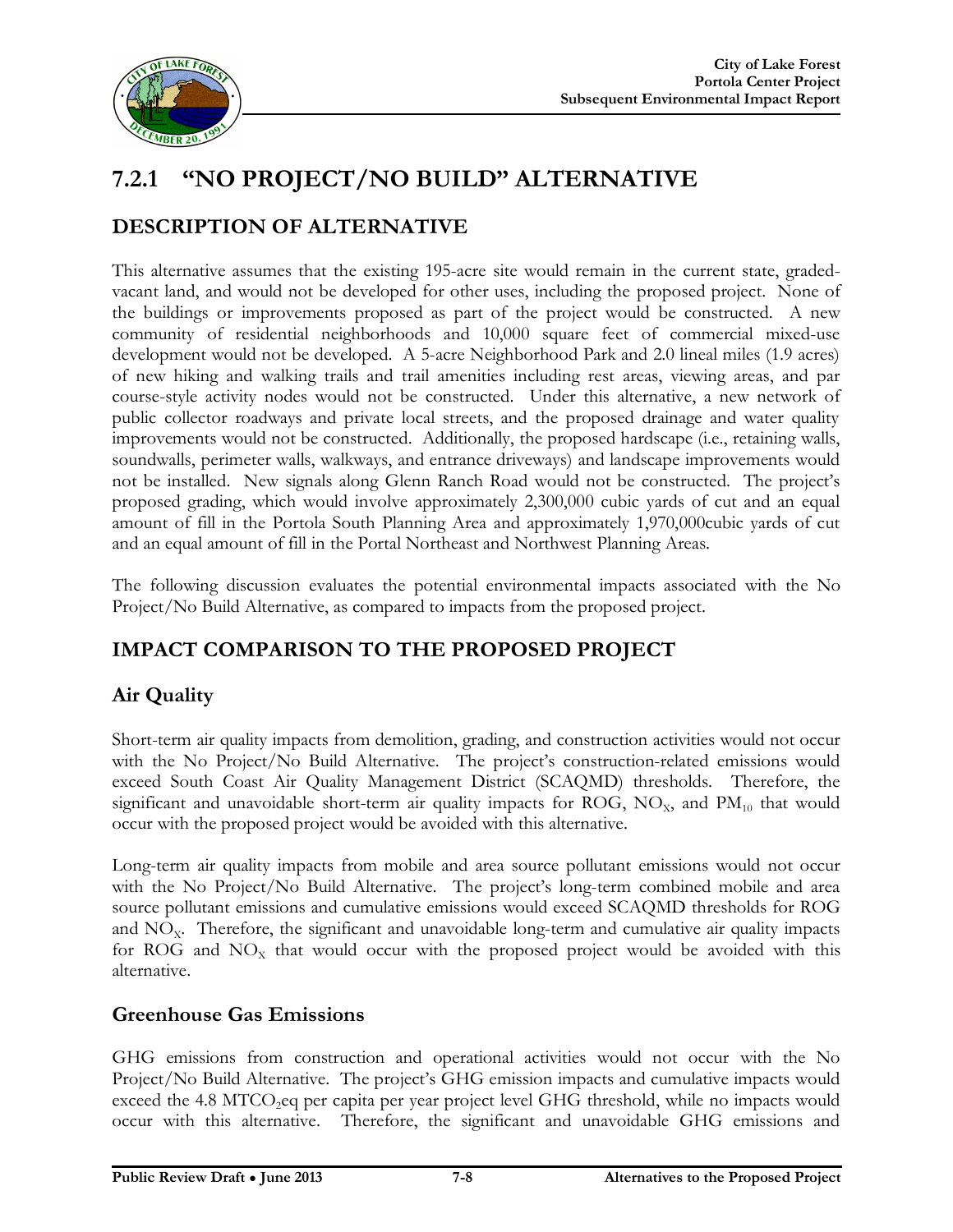# 7.2.1 "NO PROJECT/NO BUILD" ALTERNATIVE

## DESCRIPTION OF ALTERNATIVE

This alternative assumes that the existing 195-acre site would remain in the current state, graded-vacant land, and would not be developed for other uses, including the proposed project. None of the buildings or improvements proposed as part of the project would be constructed. A new community of residential neighborhoods and 10,000 square feet of commercial mixed-use development would not be developed. A 5-acre Neighborhood Park and 2.0 lineal miles (1.9 acres) of new hiking and walking trails and trail amenities including rest areas, viewing areas, and par course-style activity nodes would not be constructed. Under this alternative, a new network of public collector roadways and private local streets, and the proposed drainage and water quality improvements would not be constructed. Additionally, the proposed hardscape (i.e., retaining walls, soundwalls, perimeter walls, walkways, and entrance driveways) and landscape improvements would not be installed. New signals along Glenn Ranch Road would not be constructed. The project's proposed grading, which would involve approximately 2,300,000 cubic yards of cut and an equal amount of fill in the Portola South Planning Area and approximately 1,970,000cubic yards of cut and an equal amount of fill in the Portal Northeast and Northwest Planning Areas.

The following discussion evaluates the potential environmental impacts associated with the No Project/No Build Alternative, as compared to impacts from the proposed project.

## IMPACT COMPARISON TO THE PROPOSED PROJECT

### Air Quality

Short-term air quality impacts from demolition, grading, and construction activities would not occur with the No Project/No Build Alternative. The project's construction-related emissions would exceed South Coast Air Quality Management District (SCAQMD) thresholds. Therefore, the significant and unavoidable short-term air quality impacts for ROG, $NO_X$, and $PM_{10}$ that would occur with the proposed project would be avoided with this alternative.

Long-term air quality impacts from mobile and area source pollutant emissions would not occur with the No Project/No Build Alternative. The project's long-term combined mobile and area source pollutant emissions and cumulative emissions would exceed SCAQMD thresholds for ROG and $NO_X$. Therefore, the significant and unavoidable long-term and cumulative air quality impacts for ROG and $NO_X$ that would occur with the proposed project would be avoided with this alternative.

### Greenhouse Gas Emissions

GHG emissions from construction and operational activities would not occur with the No Project/No Build Alternative. The project's GHG emission impacts and cumulative impacts would exceed the 4.8 $MTCO_2eq$ per capita per year project level GHG threshold, while no impacts would occur with this alternative. Therefore, the significant and unavoidable GHG emissions and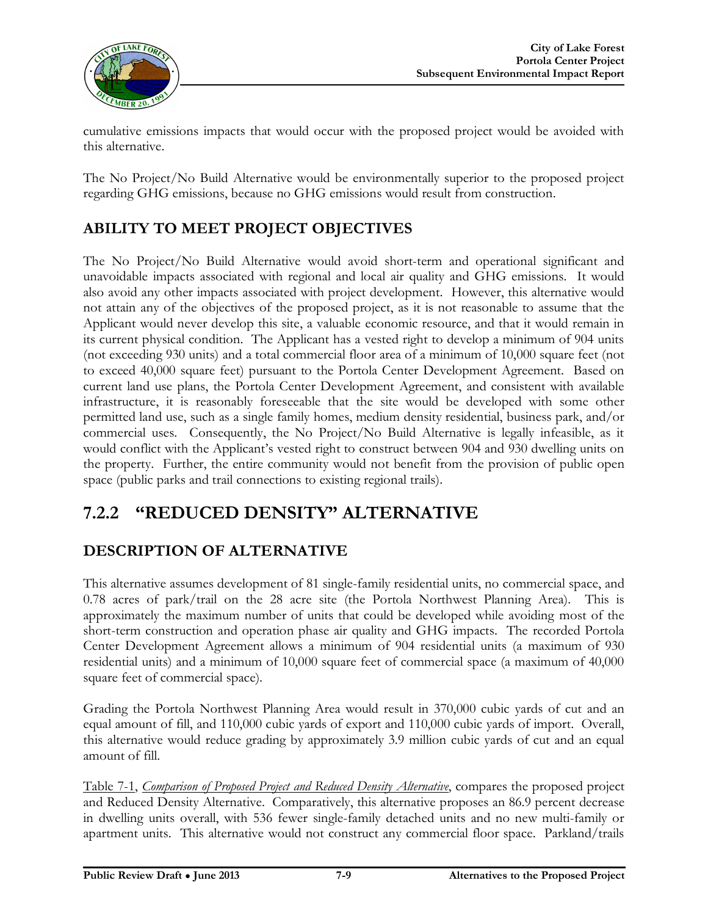cumulative emissions impacts that would occur with the proposed project would be avoided with this alternative.

The No Project/No Build Alternative would be environmentally superior to the proposed project regarding GHG emissions, because no GHG emissions would result from construction.

## ABILITY TO MEET PROJECT OBJECTIVES

The No Project/No Build Alternative would avoid short-term and operational significant and unavoidable impacts associated with regional and local air quality and GHG emissions. It would also avoid any other impacts associated with project development. However, this alternative would not attain any of the objectives of the proposed project, as it is not reasonable to assume that the Applicant would never develop this site, a valuable economic resource, and that it would remain in its current physical condition. The Applicant has a vested right to develop a minimum of 904 units (not exceeding 930 units) and a total commercial floor area of a minimum of 10,000 square feet (not to exceed 40,000 square feet) pursuant to the Portola Center Development Agreement. Based on current land use plans, the Portola Center Development Agreement, and consistent with available infrastructure, it is reasonably foreseeable that the site would be developed with some other permitted land use, such as a single family homes, medium density residential, business park, and/or commercial uses. Consequently, the No Project/No Build Alternative is legally infeasible, as it would conflict with the Applicant's vested right to construct between 904 and 930 dwelling units on the property. Further, the entire community would not benefit from the provision of public open space (public parks and trail connections to existing regional trails).

# 7.2.2 "REDUCED DENSITY" ALTERNATIVE

## DESCRIPTION OF ALTERNATIVE

This alternative assumes development of 81 single-family residential units, no commercial space, and 0.78 acres of park/trail on the 28 acre site (the Portola Northwest Planning Area). This is approximately the maximum number of units that could be developed while avoiding most of the short-term construction and operation phase air quality and GHG impacts. The recorded Portola Center Development Agreement allows a minimum of 904 residential units (a maximum of 930 residential units) and a minimum of 10,000 square feet of commercial space (a maximum of 40,000 square feet of commercial space).

Grading the Portola Northwest Planning Area would result in 370,000 cubic yards of cut and an equal amount of fill, and 110,000 cubic yards of export and 110,000 cubic yards of import. Overall, this alternative would reduce grading by approximately 3.9 million cubic yards of cut and an equal amount of fill.

Table 7-1, *Comparison of Proposed Project and Reduced Density Alternative*, compares the proposed project and Reduced Density Alternative. Comparatively, this alternative proposes an 86.9 percent decrease in dwelling units overall, with 536 fewer single-family detached units and no new multi-family or apartment units. This alternative would not construct any commercial floor space. Parkland/trails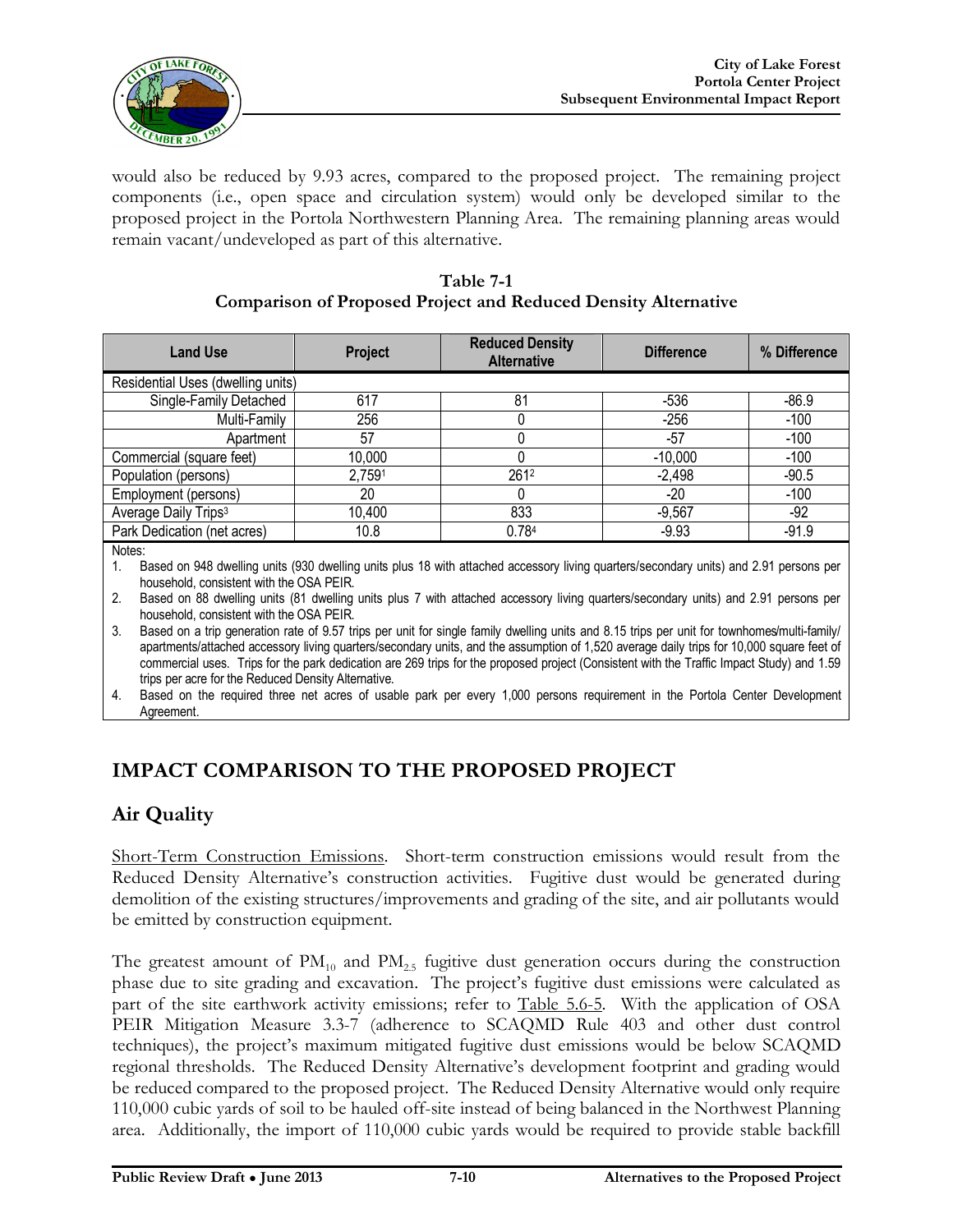would also be reduced by 9.93 acres, compared to the proposed project. The remaining project components (i.e., open space and circulation system) would only be developed similar to the proposed project in the Portola Northwestern Planning Area. The remaining planning areas would remain vacant/undeveloped as part of this alternative.

**Table 7-1**
**Comparison of Proposed Project and Reduced Density Alternative**

| Land Use | Project | Reduced Density Alternative | Difference | % Difference |
|---|---|---|---|---|
| Residential Uses (dwelling units) | | | | |
| Single-Family Detached | 617 | 81 | -536 | -86.9 |
| Multi-Family | 256 | 0 | -256 | -100 |
| Apartment | 57 | 0 | -57 | -100 |
| Commercial (square feet) | 10,000 | 0 | -10,000 | -100 |
| Population (persons) | 2,759[1] | 261[2] | -2,498 | -90.5 |
| Employment (persons) | 20 | 0 | -20 | -100 |
| Average Daily Trips[3] | 10,400 | 833 | -9,567 | -92 |
| Park Dedication (net acres) | 10.8 | 0.78[4] | -9.93 | -91.9 |

Notes:

1. Based on 948 dwelling units (930 dwelling units plus 18 with attached accessory living quarters/secondary units) and 2.91 persons per household, consistent with the OSA PEIR.
2. Based on 88 dwelling units (81 dwelling units plus 7 with attached accessory living quarters/secondary units) and 2.91 persons per household, consistent with the OSA PEIR.
3. Based on a trip generation rate of 9.57 trips per unit for single family dwelling units and 8.15 trips per unit for townhomes/multi-family/ apartments/attached accessory living quarters/secondary units, and the assumption of 1,520 average daily trips for 10,000 square feet of commercial uses. Trips for the park dedication are 269 trips for the proposed project (Consistent with the Traffic Impact Study) and 1.59 trips per acre for the Reduced Density Alternative.
4. Based on the required three net acres of usable park per every 1,000 persons requirement in the Portola Center Development Agreement.

## IMPACT COMPARISON TO THE PROPOSED PROJECT

### Air Quality

Short-Term Construction Emissions. Short-term construction emissions would result from the Reduced Density Alternative's construction activities. Fugitive dust would be generated during demolition of the existing structures/improvements and grading of the site, and air pollutants would be emitted by construction equipment.

The greatest amount of $PM_{10}$ and $PM_{2.5}$ fugitive dust generation occurs during the construction phase due to site grading and excavation. The project's fugitive dust emissions were calculated as part of the site earthwork activity emissions; refer to Table 5.6-5. With the application of OSA PEIR Mitigation Measure 3.3-7 (adherence to SCAQMD Rule 403 and other dust control techniques), the project's maximum mitigated fugitive dust emissions would be below SCAQMD regional thresholds. The Reduced Density Alternative's development footprint and grading would be reduced compared to the proposed project. The Reduced Density Alternative would only require 110,000 cubic yards of soil to be hauled off-site instead of being balanced in the Northwest Planning area. Additionally, the import of 110,000 cubic yards would be required to provide stable backfill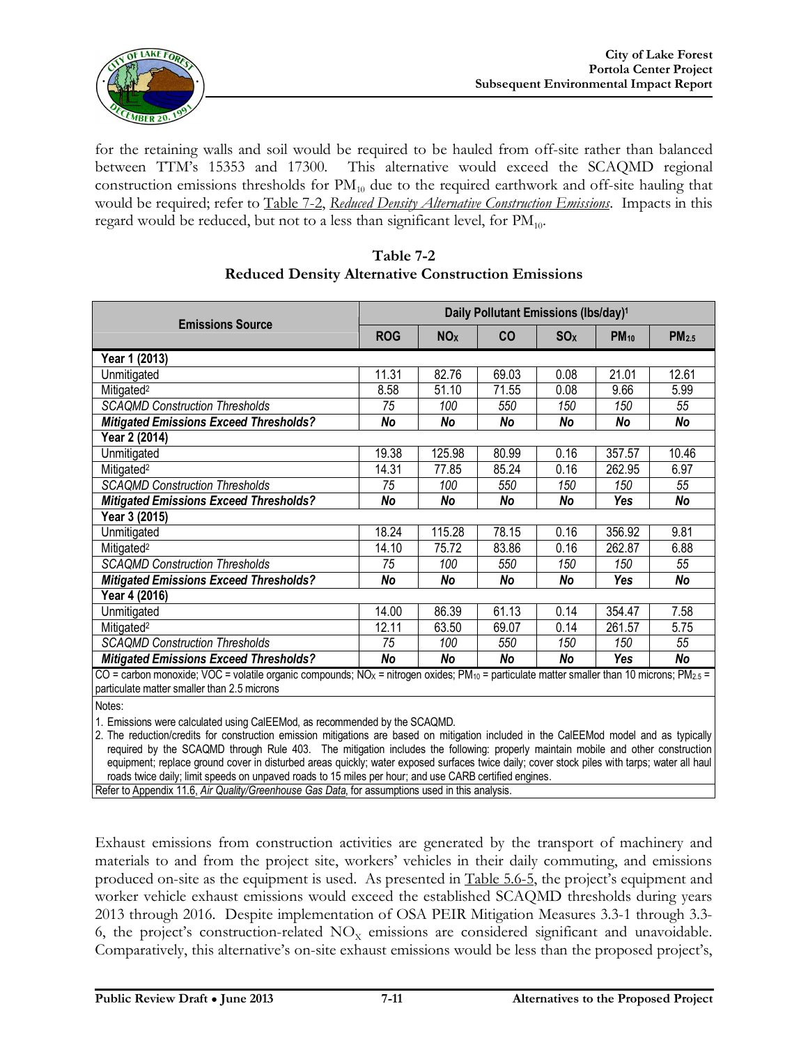for the retaining walls and soil would be required to be hauled from off-site rather than balanced between TTM's 15353 and 17300. This alternative would exceed the SCAQMD regional construction emissions thresholds for $PM_{10}$ due to the required earthwork and off-site hauling that would be required; refer to Table 7-2, *Reduced Density Alternative Construction Emissions*. Impacts in this regard would be reduced, but not to a less than significant level, for $PM_{10}$.

**Table 7-2**
**Reduced Density Alternative Construction Emissions**

| Emissions Source | Daily Pollutant Emissions (lbs/day)[1] | | | | | |
|---|---|---|---|---|---|---|
| | ROG | $NO_X$ | CO | $SO_X$ | $PM_{10}$ | $PM_{2.5}$ |
| **Year 1 (2013)** | | | | | | |
| Unmitigated | 11.31 | 82.76 | 69.03 | 0.08 | 21.01 | 12.61 |
| Mitigated[2] | 8.58 | 51.10 | 71.55 | 0.08 | 9.66 | 5.99 |
| *SCAQMD Construction Thresholds* | *75* | *100* | *550* | *150* | *150* | *55* |
| ***Mitigated Emissions Exceed Thresholds?*** | ***No*** | ***No*** | ***No*** | ***No*** | ***No*** | ***No*** |
| **Year 2 (2014)** | | | | | | |
| Unmitigated | 19.38 | 125.98 | 80.99 | 0.16 | 357.57 | 10.46 |
| Mitigated[2] | 14.31 | 77.85 | 85.24 | 0.16 | 262.95 | 6.97 |
| *SCAQMD Construction Thresholds* | *75* | *100* | *550* | *150* | *150* | *55* |
| ***Mitigated Emissions Exceed Thresholds?*** | ***No*** | ***No*** | ***No*** | ***No*** | ***Yes*** | ***No*** |
| **Year 3 (2015)** | | | | | | |
| Unmitigated | 18.24 | 115.28 | 78.15 | 0.16 | 356.92 | 9.81 |
| Mitigated[2] | 14.10 | 75.72 | 83.86 | 0.16 | 262.87 | 6.88 |
| *SCAQMD Construction Thresholds* | *75* | *100* | *550* | *150* | *150* | *55* |
| ***Mitigated Emissions Exceed Thresholds?*** | ***No*** | ***No*** | ***No*** | ***No*** | ***Yes*** | ***No*** |
| **Year 4 (2016)** | | | | | | |
| Unmitigated | 14.00 | 86.39 | 61.13 | 0.14 | 354.47 | 7.58 |
| Mitigated[2] | 12.11 | 63.50 | 69.07 | 0.14 | 261.57 | 5.75 |
| *SCAQMD Construction Thresholds* | *75* | *100* | *550* | *150* | *150* | *55* |
| ***Mitigated Emissions Exceed Thresholds?*** | ***No*** | ***No*** | ***No*** | ***No*** | ***Yes*** | ***No*** |

CO = carbon monoxide; VOC = volatile organic compounds; $NO_X$ = nitrogen oxides; $PM_{10}$ = particulate matter smaller than 10 microns; $PM_{2.5}$ = particulate matter smaller than 2.5 microns

Notes:

1. Emissions were calculated using CalEEMod, as recommended by the SCAQMD.
2. The reduction/credits for construction emission mitigations are based on mitigation included in the CalEEMod model and as typically required by the SCAQMD through Rule 403. The mitigation includes the following: properly maintain mobile and other construction equipment; replace ground cover in disturbed areas quickly; water exposed surfaces twice daily; cover stock piles with tarps; water all haul roads twice daily; limit speeds on unpaved roads to 15 miles per hour; and use CARB certified engines.

Refer to Appendix 11.6, *Air Quality/Greenhouse Gas Data*, for assumptions used in this analysis.

Exhaust emissions from construction activities are generated by the transport of machinery and materials to and from the project site, workers' vehicles in their daily commuting, and emissions produced on-site as the equipment is used. As presented in Table 5.6-5, the project's equipment and worker vehicle exhaust emissions would exceed the established SCAQMD thresholds during years 2013 through 2016. Despite implementation of OSA PEIR Mitigation Measures 3.3-1 through 3.3-6, the project's construction-related $NO_X$ emissions are considered significant and unavoidable. Comparatively, this alternative's on-site exhaust emissions would be less than the proposed project's,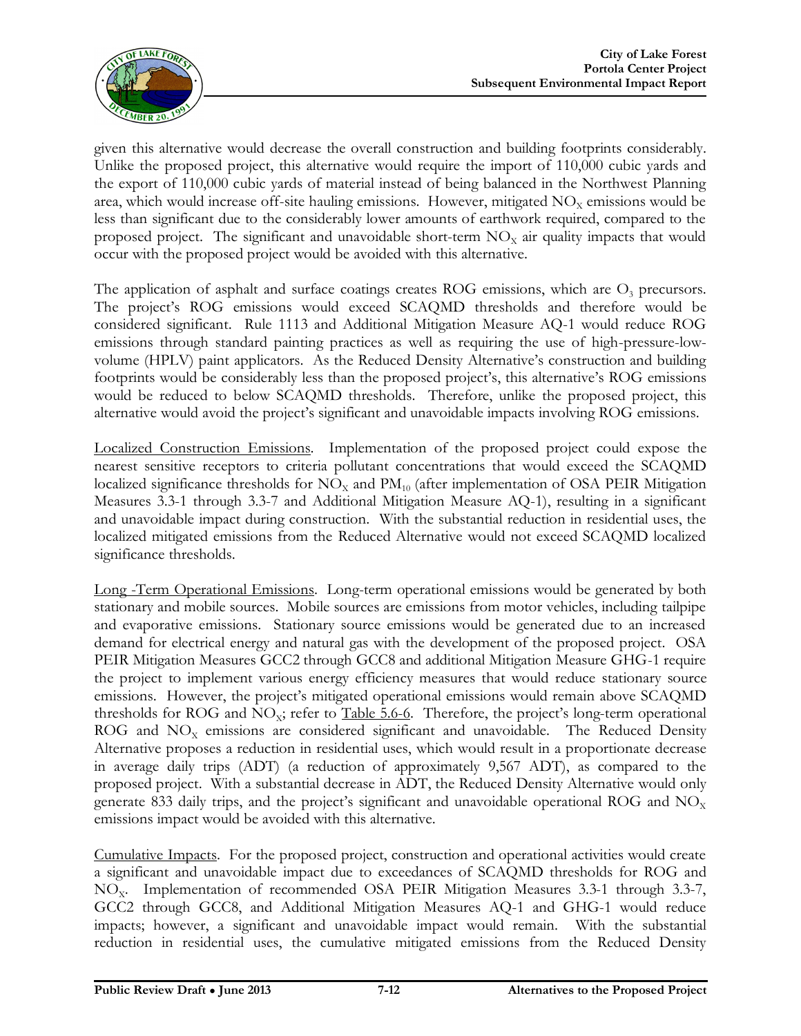given this alternative would decrease the overall construction and building footprints considerably. Unlike the proposed project, this alternative would require the import of 110,000 cubic yards and the export of 110,000 cubic yards of material instead of being balanced in the Northwest Planning area, which would increase off-site hauling emissions. However, mitigated $NO_X$ emissions would be less than significant due to the considerably lower amounts of earthwork required, compared to the proposed project. The significant and unavoidable short-term $NO_X$ air quality impacts that would occur with the proposed project would be avoided with this alternative.

The application of asphalt and surface coatings creates ROG emissions, which are $O_3$ precursors. The project's ROG emissions would exceed SCAQMD thresholds and therefore would be considered significant. Rule 1113 and Additional Mitigation Measure AQ-1 would reduce ROG emissions through standard painting practices as well as requiring the use of high-pressure-low-volume (HPLV) paint applicators. As the Reduced Density Alternative's construction and building footprints would be considerably less than the proposed project's, this alternative's ROG emissions would be reduced to below SCAQMD thresholds. Therefore, unlike the proposed project, this alternative would avoid the project's significant and unavoidable impacts involving ROG emissions.

Localized Construction Emissions. Implementation of the proposed project could expose the nearest sensitive receptors to criteria pollutant concentrations that would exceed the SCAQMD localized significance thresholds for $NO_X$ and $PM_{10}$ (after implementation of OSA PEIR Mitigation Measures 3.3-1 through 3.3-7 and Additional Mitigation Measure AQ-1), resulting in a significant and unavoidable impact during construction. With the substantial reduction in residential uses, the localized mitigated emissions from the Reduced Alternative would not exceed SCAQMD localized significance thresholds.

Long -Term Operational Emissions. Long-term operational emissions would be generated by both stationary and mobile sources. Mobile sources are emissions from motor vehicles, including tailpipe and evaporative emissions. Stationary source emissions would be generated due to an increased demand for electrical energy and natural gas with the development of the proposed project. OSA PEIR Mitigation Measures GCC2 through GCC8 and additional Mitigation Measure GHG-1 require the project to implement various energy efficiency measures that would reduce stationary source emissions. However, the project's mitigated operational emissions would remain above SCAQMD thresholds for ROG and $NO_X$; refer to Table 5.6-6. Therefore, the project's long-term operational ROG and $NO_X$ emissions are considered significant and unavoidable. The Reduced Density Alternative proposes a reduction in residential uses, which would result in a proportionate decrease in average daily trips (ADT) (a reduction of approximately 9,567 ADT), as compared to the proposed project. With a substantial decrease in ADT, the Reduced Density Alternative would only generate 833 daily trips, and the project's significant and unavoidable operational ROG and $NO_X$ emissions impact would be avoided with this alternative.

Cumulative Impacts. For the proposed project, construction and operational activities would create a significant and unavoidable impact due to exceedances of SCAQMD thresholds for ROG and $NO_X$. Implementation of recommended OSA PEIR Mitigation Measures 3.3-1 through 3.3-7, GCC2 through GCC8, and Additional Mitigation Measures AQ-1 and GHG-1 would reduce impacts; however, a significant and unavoidable impact would remain. With the substantial reduction in residential uses, the cumulative mitigated emissions from the Reduced Density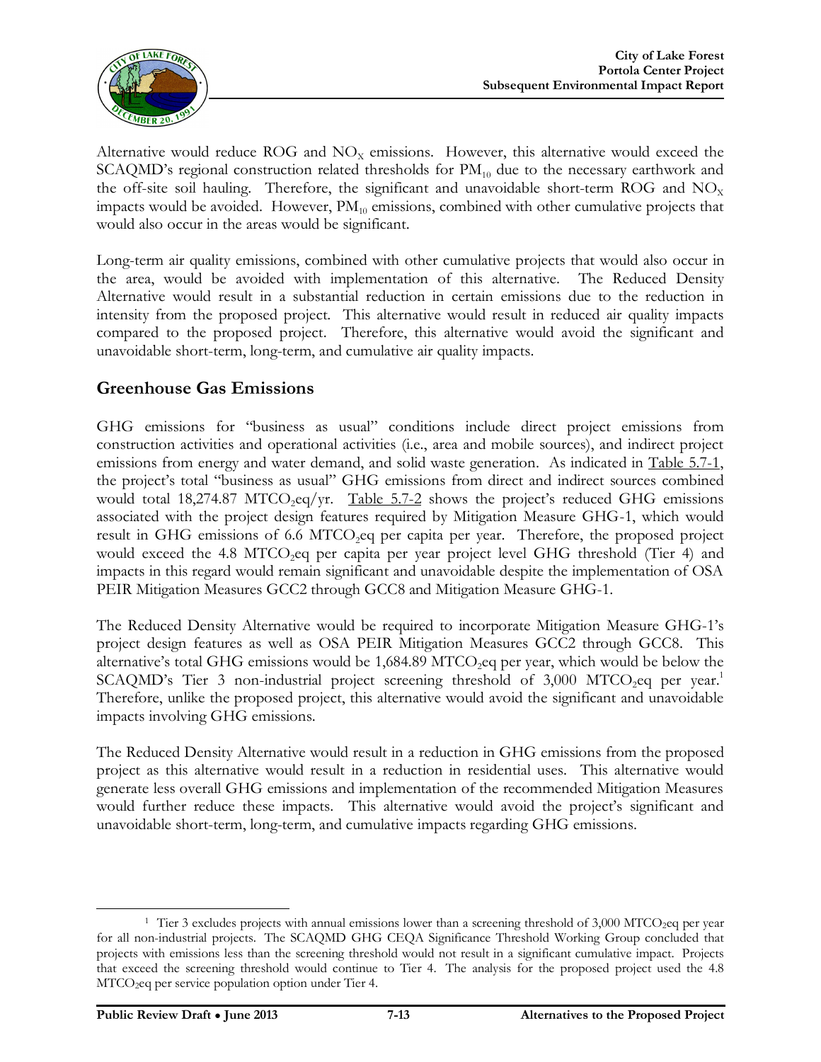Alternative would reduce ROG and $NO_X$ emissions. However, this alternative would exceed the SCAQMD's regional construction related thresholds for $PM_{10}$ due to the necessary earthwork and the off-site soil hauling. Therefore, the significant and unavoidable short-term ROG and $NO_X$ impacts would be avoided. However, $PM_{10}$ emissions, combined with other cumulative projects that would also occur in the areas would be significant.

Long-term air quality emissions, combined with other cumulative projects that would also occur in the area, would be avoided with implementation of this alternative. The Reduced Density Alternative would result in a substantial reduction in certain emissions due to the reduction in intensity from the proposed project. This alternative would result in reduced air quality impacts compared to the proposed project. Therefore, this alternative would avoid the significant and unavoidable short-term, long-term, and cumulative air quality impacts.

## Greenhouse Gas Emissions

GHG emissions for "business as usual" conditions include direct project emissions from construction activities and operational activities (i.e., area and mobile sources), and indirect project emissions from energy and water demand, and solid waste generation. As indicated in Table 5.7-1, the project's total "business as usual" GHG emissions from direct and indirect sources combined would total 18,274.87 $MTCO_2eq$/yr. Table 5.7-2 shows the project's reduced GHG emissions associated with the project design features required by Mitigation Measure GHG-1, which would result in GHG emissions of 6.6 $MTCO_2eq$ per capita per year. Therefore, the proposed project would exceed the 4.8 $MTCO_2eq$ per capita per year project level GHG threshold (Tier 4) and impacts in this regard would remain significant and unavoidable despite the implementation of OSA PEIR Mitigation Measures GCC2 through GCC8 and Mitigation Measure GHG-1.

The Reduced Density Alternative would be required to incorporate Mitigation Measure GHG-1's project design features as well as OSA PEIR Mitigation Measures GCC2 through GCC8. This alternative's total GHG emissions would be 1,684.89 $MTCO_2eq$ per year, which would be below the SCAQMD's Tier 3 non-industrial project screening threshold of 3,000 $MTCO_2eq$ per year.[1] Therefore, unlike the proposed project, this alternative would avoid the significant and unavoidable impacts involving GHG emissions.

The Reduced Density Alternative would result in a reduction in GHG emissions from the proposed project as this alternative would result in a reduction in residential uses. This alternative would generate less overall GHG emissions and implementation of the recommended Mitigation Measures would further reduce these impacts. This alternative would avoid the project's significant and unavoidable short-term, long-term, and cumulative impacts regarding GHG emissions.

---

[1] Tier 3 excludes projects with annual emissions lower than a screening threshold of 3,000 $MTCO_2eq$ per year for all non-industrial projects. The SCAQMD GHG CEQA Significance Threshold Working Group concluded that projects with emissions less than the screening threshold would not result in a significant cumulative impact. Projects that exceed the screening threshold would continue to Tier 4. The analysis for the proposed project used the 4.8 $MTCO_2eq$ per service population option under Tier 4.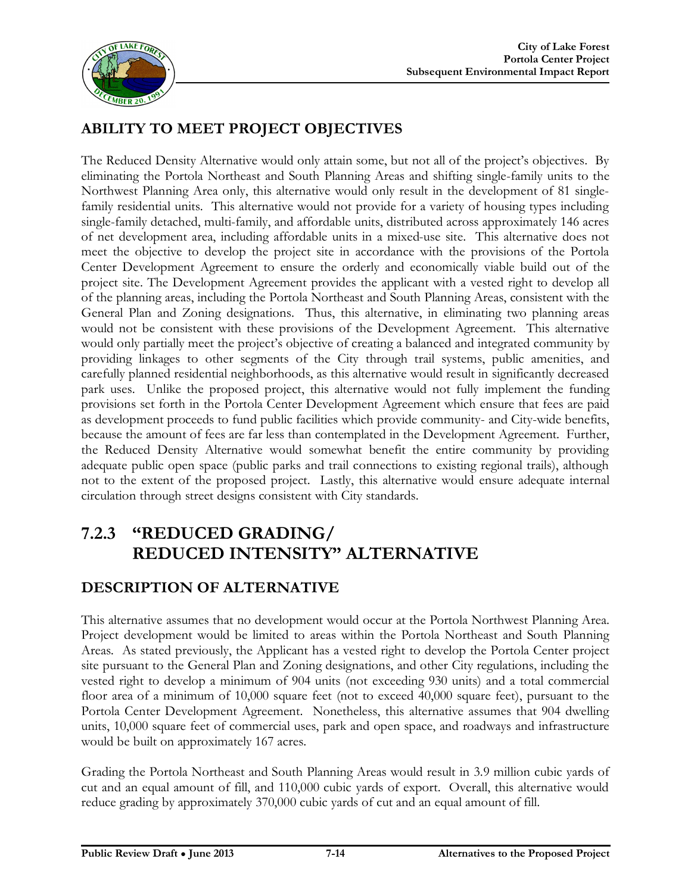## ABILITY TO MEET PROJECT OBJECTIVES

The Reduced Density Alternative would only attain some, but not all of the project's objectives. By eliminating the Portola Northeast and South Planning Areas and shifting single-family units to the Northwest Planning Area only, this alternative would only result in the development of 81 single-family residential units. This alternative would not provide for a variety of housing types including single-family detached, multi-family, and affordable units, distributed across approximately 146 acres of net development area, including affordable units in a mixed-use site. This alternative does not meet the objective to develop the project site in accordance with the provisions of the Portola Center Development Agreement to ensure the orderly and economically viable build out of the project site. The Development Agreement provides the applicant with a vested right to develop all of the planning areas, including the Portola Northeast and South Planning Areas, consistent with the General Plan and Zoning designations. Thus, this alternative, in eliminating two planning areas would not be consistent with these provisions of the Development Agreement. This alternative would only partially meet the project's objective of creating a balanced and integrated community by providing linkages to other segments of the City through trail systems, public amenities, and carefully planned residential neighborhoods, as this alternative would result in significantly decreased park uses. Unlike the proposed project, this alternative would not fully implement the funding provisions set forth in the Portola Center Development Agreement which ensure that fees are paid as development proceeds to fund public facilities which provide community- and City-wide benefits, because the amount of fees are far less than contemplated in the Development Agreement. Further, the Reduced Density Alternative would somewhat benefit the entire community by providing adequate public open space (public parks and trail connections to existing regional trails), although not to the extent of the proposed project. Lastly, this alternative would ensure adequate internal circulation through street designs consistent with City standards.

# 7.2.3 "REDUCED GRADING/ REDUCED INTENSITY" ALTERNATIVE

## DESCRIPTION OF ALTERNATIVE

This alternative assumes that no development would occur at the Portola Northwest Planning Area. Project development would be limited to areas within the Portola Northeast and South Planning Areas. As stated previously, the Applicant has a vested right to develop the Portola Center project site pursuant to the General Plan and Zoning designations, and other City regulations, including the vested right to develop a minimum of 904 units (not exceeding 930 units) and a total commercial floor area of a minimum of 10,000 square feet (not to exceed 40,000 square feet), pursuant to the Portola Center Development Agreement. Nonetheless, this alternative assumes that 904 dwelling units, 10,000 square feet of commercial uses, park and open space, and roadways and infrastructure would be built on approximately 167 acres.

Grading the Portola Northeast and South Planning Areas would result in 3.9 million cubic yards of cut and an equal amount of fill, and 110,000 cubic yards of export. Overall, this alternative would reduce grading by approximately 370,000 cubic yards of cut and an equal amount of fill.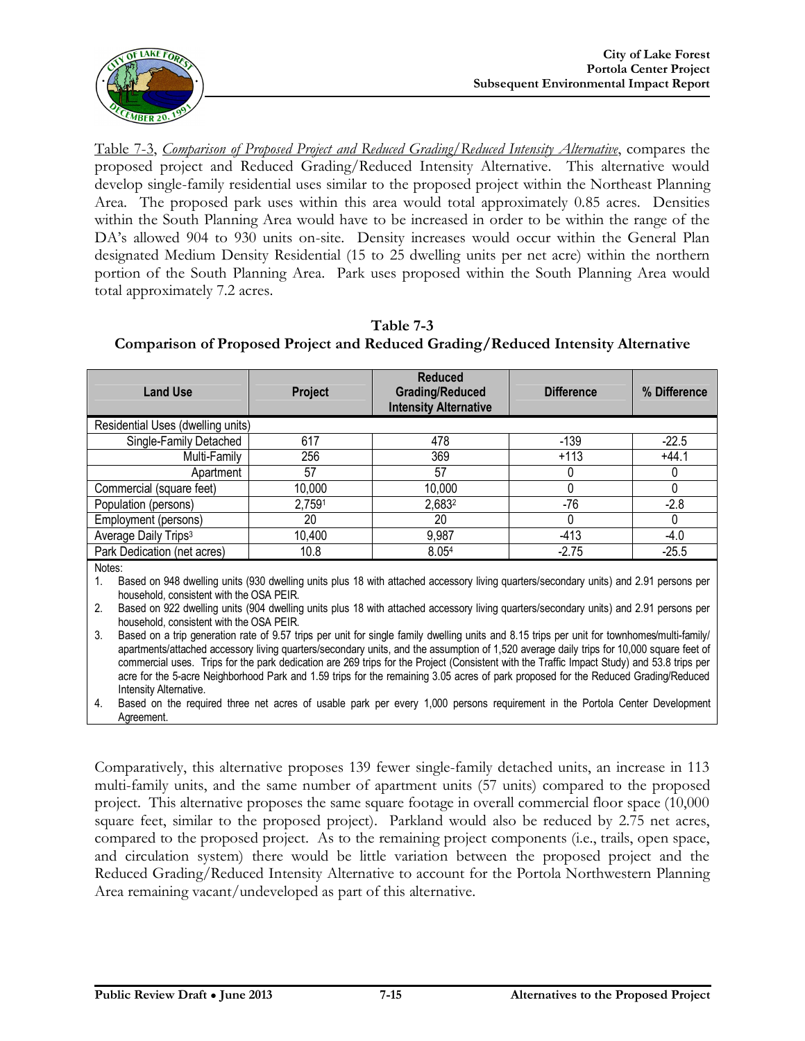Table 7-3, *Comparison of Proposed Project and Reduced Grading/Reduced Intensity Alternative*, compares the proposed project and Reduced Grading/Reduced Intensity Alternative. This alternative would develop single-family residential uses similar to the proposed project within the Northeast Planning Area. The proposed park uses within this area would total approximately 0.85 acres. Densities within the South Planning Area would have to be increased in order to be within the range of the DA's allowed 904 to 930 units on-site. Density increases would occur within the General Plan designated Medium Density Residential (15 to 25 dwelling units per net acre) within the northern portion of the South Planning Area. Park uses proposed within the South Planning Area would total approximately 7.2 acres.

**Table 7-3**
**Comparison of Proposed Project and Reduced Grading/Reduced Intensity Alternative**

| Land Use | Project | Reduced Grading/Reduced Intensity Alternative | Difference | % Difference |
|---|---|---|---|---|
| Residential Uses (dwelling units) | | | | |
| Single-Family Detached | 617 | 478 | -139 | -22.5 |
| Multi-Family | 256 | 369 | +113 | +44.1 |
| Apartment | 57 | 57 | 0 | 0 |
| Commercial (square feet) | 10,000 | 10,000 | 0 | 0 |
| Population (persons) | 2,759[1] | 2,683[2] | -76 | -2.8 |
| Employment (persons) | 20 | 20 | 0 | 0 |
| Average Daily Trips[3] | 10,400 | 9,987 | -413 | -4.0 |
| Park Dedication (net acres) | 10.8 | 8.05[4] | -2.75 | -25.5 |

Notes:

1. Based on 948 dwelling units (930 dwelling units plus 18 with attached accessory living quarters/secondary units) and 2.91 persons per household, consistent with the OSA PEIR.
2. Based on 922 dwelling units (904 dwelling units plus 18 with attached accessory living quarters/secondary units) and 2.91 persons per household, consistent with the OSA PEIR.
3. Based on a trip generation rate of 9.57 trips per unit for single family dwelling units and 8.15 trips per unit for townhomes/multi-family/apartments/attached accessory living quarters/secondary units, and the assumption of 1,520 average daily trips for 10,000 square feet of commercial uses. Trips for the park dedication are 269 trips for the Project (Consistent with the Traffic Impact Study) and 53.8 trips per acre for the 5-acre Neighborhood Park and 1.59 trips for the remaining 3.05 acres of park proposed for the Reduced Grading/Reduced Intensity Alternative.
4. Based on the required three net acres of usable park per every 1,000 persons requirement in the Portola Center Development Agreement.

Comparatively, this alternative proposes 139 fewer single-family detached units, an increase in 113 multi-family units, and the same number of apartment units (57 units) compared to the proposed project. This alternative proposes the same square footage in overall commercial floor space (10,000 square feet, similar to the proposed project). Parkland would also be reduced by 2.75 net acres, compared to the proposed project. As to the remaining project components (i.e., trails, open space, and circulation system) there would be little variation between the proposed project and the Reduced Grading/Reduced Intensity Alternative to account for the Portola Northwestern Planning Area remaining vacant/undeveloped as part of this alternative.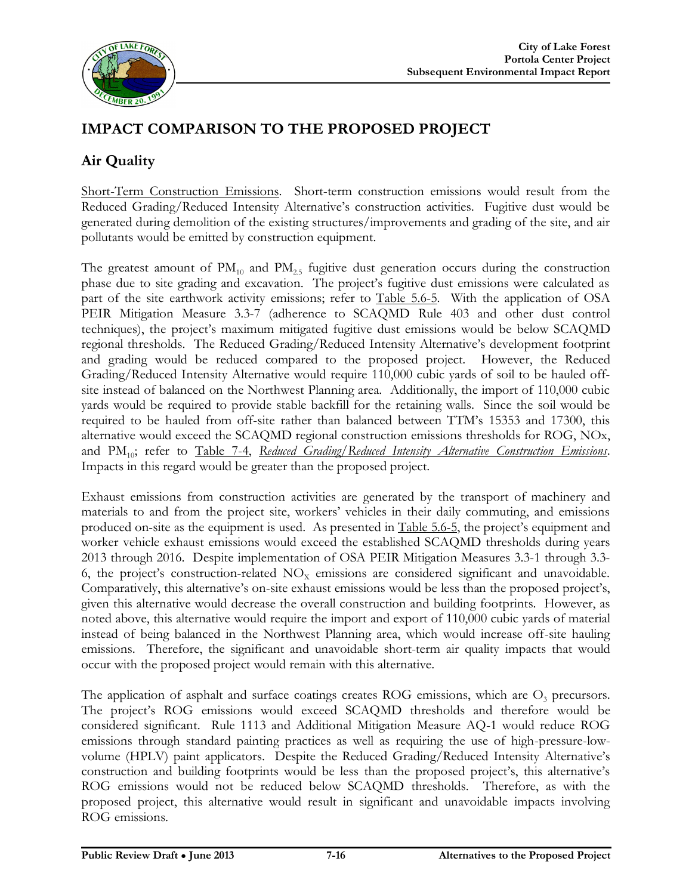## IMPACT COMPARISON TO THE PROPOSED PROJECT

### Air Quality

Short-Term Construction Emissions. Short-term construction emissions would result from the Reduced Grading/Reduced Intensity Alternative's construction activities. Fugitive dust would be generated during demolition of the existing structures/improvements and grading of the site, and air pollutants would be emitted by construction equipment.

The greatest amount of $PM_{10}$ and $PM_{2.5}$ fugitive dust generation occurs during the construction phase due to site grading and excavation. The project's fugitive dust emissions were calculated as part of the site earthwork activity emissions; refer to Table 5.6-5. With the application of OSA PEIR Mitigation Measure 3.3-7 (adherence to SCAQMD Rule 403 and other dust control techniques), the project's maximum mitigated fugitive dust emissions would be below SCAQMD regional thresholds. The Reduced Grading/Reduced Intensity Alternative's development footprint and grading would be reduced compared to the proposed project. However, the Reduced Grading/Reduced Intensity Alternative would require 110,000 cubic yards of soil to be hauled off-site instead of balanced on the Northwest Planning area. Additionally, the import of 110,000 cubic yards would be required to provide stable backfill for the retaining walls. Since the soil would be required to be hauled from off-site rather than balanced between TTM's 15353 and 17300, this alternative would exceed the SCAQMD regional construction emissions thresholds for ROG, NOx, and $PM_{10}$; refer to Table 7-4, *Reduced Grading/Reduced Intensity Alternative Construction Emissions*. Impacts in this regard would be greater than the proposed project.

Exhaust emissions from construction activities are generated by the transport of machinery and materials to and from the project site, workers' vehicles in their daily commuting, and emissions produced on-site as the equipment is used. As presented in Table 5.6-5, the project's equipment and worker vehicle exhaust emissions would exceed the established SCAQMD thresholds during years 2013 through 2016. Despite implementation of OSA PEIR Mitigation Measures 3.3-1 through 3.3-6, the project's construction-related $NO_X$ emissions are considered significant and unavoidable. Comparatively, this alternative's on-site exhaust emissions would be less than the proposed project's, given this alternative would decrease the overall construction and building footprints. However, as noted above, this alternative would require the import and export of 110,000 cubic yards of material instead of being balanced in the Northwest Planning area, which would increase off-site hauling emissions. Therefore, the significant and unavoidable short-term air quality impacts that would occur with the proposed project would remain with this alternative.

The application of asphalt and surface coatings creates ROG emissions, which are $O_3$ precursors. The project's ROG emissions would exceed SCAQMD thresholds and therefore would be considered significant. Rule 1113 and Additional Mitigation Measure AQ-1 would reduce ROG emissions through standard painting practices as well as requiring the use of high-pressure-low-volume (HPLV) paint applicators. Despite the Reduced Grading/Reduced Intensity Alternative's construction and building footprints would be less than the proposed project's, this alternative's ROG emissions would not be reduced below SCAQMD thresholds. Therefore, as with the proposed project, this alternative would result in significant and unavoidable impacts involving ROG emissions.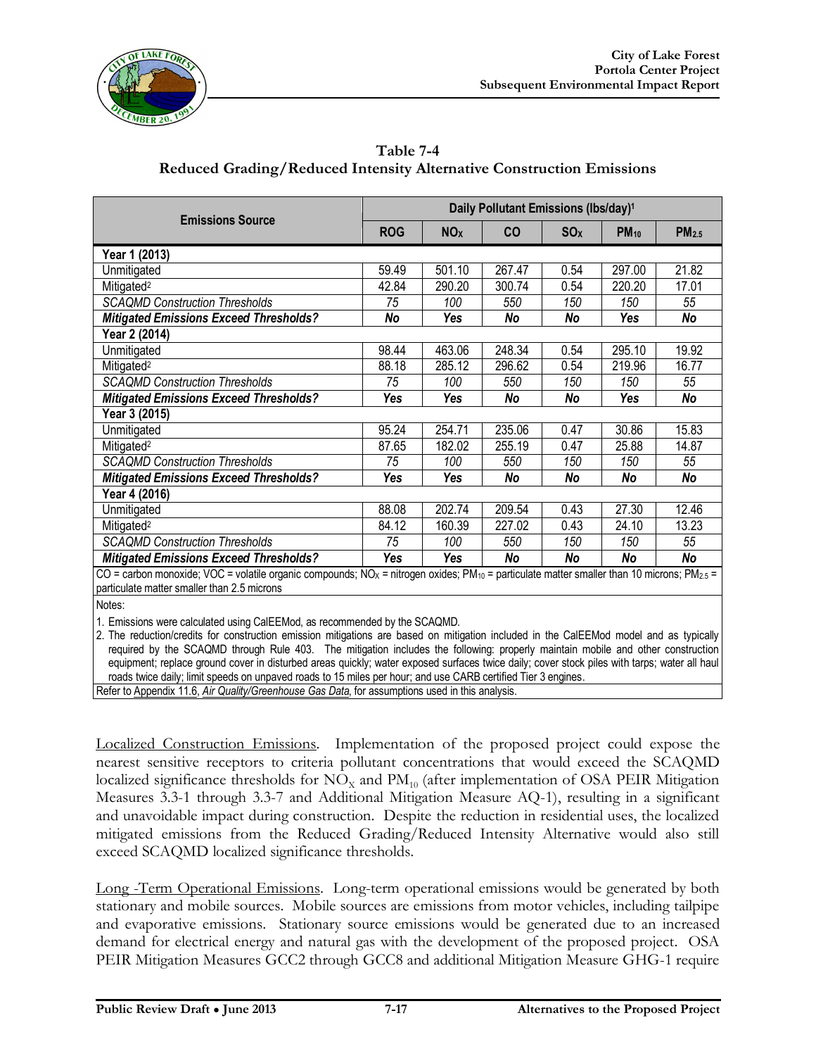**Table 7-4**
**Reduced Grading/Reduced Intensity Alternative Construction Emissions**

| Emissions Source | Daily Pollutant Emissions (lbs/day)[1] | | | | | |
|---|---|---|---|---|---|---|
| | ROG | $NO_X$ | CO | $SO_X$ | $PM_{10}$ | $PM_{2.5}$ |
| **Year 1 (2013)** | | | | | | |
| Unmitigated | 59.49 | 501.10 | 267.47 | 0.54 | 297.00 | 21.82 |
| Mitigated[2] | 42.84 | 290.20 | 300.74 | 0.54 | 220.20 | 17.01 |
| *SCAQMD Construction Thresholds* | *75* | *100* | *550* | *150* | *150* | *55* |
| ***Mitigated Emissions Exceed Thresholds?*** | ***No*** | ***Yes*** | ***No*** | ***No*** | ***Yes*** | ***No*** |
| **Year 2 (2014)** | | | | | | |
| Unmitigated | 98.44 | 463.06 | 248.34 | 0.54 | 295.10 | 19.92 |
| Mitigated[2] | 88.18 | 285.12 | 296.62 | 0.54 | 219.96 | 16.77 |
| *SCAQMD Construction Thresholds* | *75* | *100* | *550* | *150* | *150* | *55* |
| ***Mitigated Emissions Exceed Thresholds?*** | ***Yes*** | ***Yes*** | ***No*** | ***No*** | ***Yes*** | ***No*** |
| **Year 3 (2015)** | | | | | | |
| Unmitigated | 95.24 | 254.71 | 235.06 | 0.47 | 30.86 | 15.83 |
| Mitigated[2] | 87.65 | 182.02 | 255.19 | 0.47 | 25.88 | 14.87 |
| *SCAQMD Construction Thresholds* | *75* | *100* | *550* | *150* | *150* | *55* |
| ***Mitigated Emissions Exceed Thresholds?*** | ***Yes*** | ***Yes*** | ***No*** | ***No*** | ***No*** | ***No*** |
| **Year 4 (2016)** | | | | | | |
| Unmitigated | 88.08 | 202.74 | 209.54 | 0.43 | 27.30 | 12.46 |
| Mitigated[2] | 84.12 | 160.39 | 227.02 | 0.43 | 24.10 | 13.23 |
| *SCAQMD Construction Thresholds* | *75* | *100* | *550* | *150* | *150* | *55* |
| ***Mitigated Emissions Exceed Thresholds?*** | ***Yes*** | ***Yes*** | ***No*** | ***No*** | ***No*** | ***No*** |

CO = carbon monoxide; VOC = volatile organic compounds; $NO_X$ = nitrogen oxides; $PM_{10}$ = particulate matter smaller than 10 microns; $PM_{2.5}$ = particulate matter smaller than 2.5 microns

Notes:

1. Emissions were calculated using CalEEMod, as recommended by the SCAQMD.
2. The reduction/credits for construction emission mitigations are based on mitigation included in the CalEEMod model and as typically required by the SCAQMD through Rule 403. The mitigation includes the following: properly maintain mobile and other construction equipment; replace ground cover in disturbed areas quickly; water exposed surfaces twice daily; cover stock piles with tarps; water all haul roads twice daily; limit speeds on unpaved roads to 15 miles per hour; and use CARB certified Tier 3 engines.

Refer to Appendix 11.6, *Air Quality/Greenhouse Gas Data*, for assumptions used in this analysis.

Localized Construction Emissions. Implementation of the proposed project could expose the nearest sensitive receptors to criteria pollutant concentrations that would exceed the SCAQMD localized significance thresholds for $NO_X$ and $PM_{10}$ (after implementation of OSA PEIR Mitigation Measures 3.3-1 through 3.3-7 and Additional Mitigation Measure AQ-1), resulting in a significant and unavoidable impact during construction. Despite the reduction in residential uses, the localized mitigated emissions from the Reduced Grading/Reduced Intensity Alternative would also still exceed SCAQMD localized significance thresholds.

Long -Term Operational Emissions. Long-term operational emissions would be generated by both stationary and mobile sources. Mobile sources are emissions from motor vehicles, including tailpipe and evaporative emissions. Stationary source emissions would be generated due to an increased demand for electrical energy and natural gas with the development of the proposed project. OSA PEIR Mitigation Measures GCC2 through GCC8 and additional Mitigation Measure GHG-1 require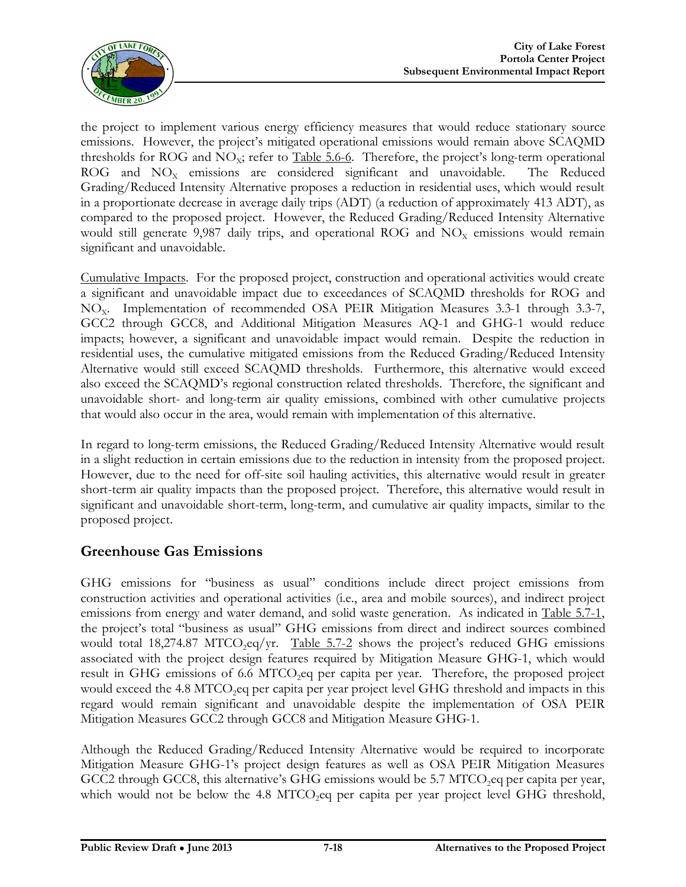the project to implement various energy efficiency measures that would reduce stationary source emissions. However, the project's mitigated operational emissions would remain above SCAQMD thresholds for ROG and $NO_X$; refer to Table 5.6-6. Therefore, the project's long-term operational ROG and $NO_X$ emissions are considered significant and unavoidable. The Reduced Grading/Reduced Intensity Alternative proposes a reduction in residential uses, which would result in a proportionate decrease in average daily trips (ADT) (a reduction of approximately 413 ADT), as compared to the proposed project. However, the Reduced Grading/Reduced Intensity Alternative would still generate 9,987 daily trips, and operational ROG and $NO_X$ emissions would remain significant and unavoidable.

Cumulative Impacts. For the proposed project, construction and operational activities would create a significant and unavoidable impact due to exceedances of SCAQMD thresholds for ROG and $NO_X$. Implementation of recommended OSA PEIR Mitigation Measures 3.3-1 through 3.3-7, GCC2 through GCC8, and Additional Mitigation Measures AQ-1 and GHG-1 would reduce impacts; however, a significant and unavoidable impact would remain. Despite the reduction in residential uses, the cumulative mitigated emissions from the Reduced Grading/Reduced Intensity Alternative would still exceed SCAQMD thresholds. Furthermore, this alternative would exceed also exceed the SCAQMD's regional construction related thresholds. Therefore, the significant and unavoidable short- and long-term air quality emissions, combined with other cumulative projects that would also occur in the area, would remain with implementation of this alternative.

In regard to long-term emissions, the Reduced Grading/Reduced Intensity Alternative would result in a slight reduction in certain emissions due to the reduction in intensity from the proposed project. However, due to the need for off-site soil hauling activities, this alternative would result in greater short-term air quality impacts than the proposed project. Therefore, this alternative would result in significant and unavoidable short-term, long-term, and cumulative air quality impacts, similar to the proposed project.

## Greenhouse Gas Emissions

GHG emissions for "business as usual" conditions include direct project emissions from construction activities and operational activities (i.e., area and mobile sources), and indirect project emissions from energy and water demand, and solid waste generation. As indicated in Table 5.7-1, the project's total "business as usual" GHG emissions from direct and indirect sources combined would total 18,274.87 $MTCO_2eq$/yr. Table 5.7-2 shows the project's reduced GHG emissions associated with the project design features required by Mitigation Measure GHG-1, which would result in GHG emissions of 6.6 $MTCO_2eq$ per capita per year. Therefore, the proposed project would exceed the 4.8 $MTCO_2eq$ per capita per year project level GHG threshold and impacts in this regard would remain significant and unavoidable despite the implementation of OSA PEIR Mitigation Measures GCC2 through GCC8 and Mitigation Measure GHG-1.

Although the Reduced Grading/Reduced Intensity Alternative would be required to incorporate Mitigation Measure GHG-1's project design features as well as OSA PEIR Mitigation Measures GCC2 through GCC8, this alternative's GHG emissions would be 5.7 $MTCO_2eq$ per capita per year, which would not be below the 4.8 $MTCO_2eq$ per capita per year project level GHG threshold,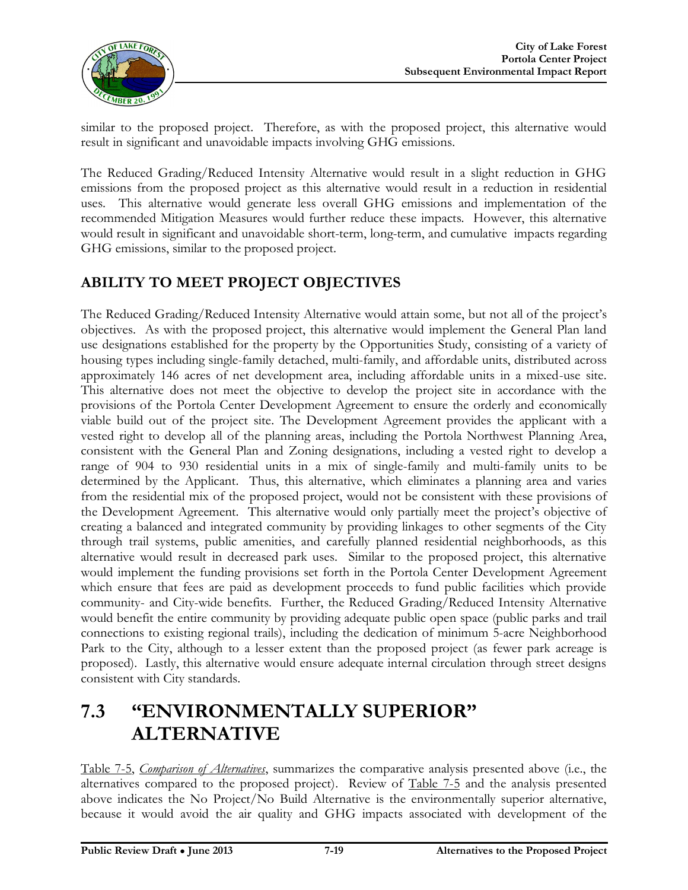similar to the proposed project. Therefore, as with the proposed project, this alternative would result in significant and unavoidable impacts involving GHG emissions.

The Reduced Grading/Reduced Intensity Alternative would result in a slight reduction in GHG emissions from the proposed project as this alternative would result in a reduction in residential uses. This alternative would generate less overall GHG emissions and implementation of the recommended Mitigation Measures would further reduce these impacts. However, this alternative would result in significant and unavoidable short-term, long-term, and cumulative impacts regarding GHG emissions, similar to the proposed project.

### ABILITY TO MEET PROJECT OBJECTIVES

The Reduced Grading/Reduced Intensity Alternative would attain some, but not all of the project's objectives. As with the proposed project, this alternative would implement the General Plan land use designations established for the property by the Opportunities Study, consisting of a variety of housing types including single-family detached, multi-family, and affordable units, distributed across approximately 146 acres of net development area, including affordable units in a mixed-use site. This alternative does not meet the objective to develop the project site in accordance with the provisions of the Portola Center Development Agreement to ensure the orderly and economically viable build out of the project site. The Development Agreement provides the applicant with a vested right to develop all of the planning areas, including the Portola Northwest Planning Area, consistent with the General Plan and Zoning designations, including a vested right to develop a range of 904 to 930 residential units in a mix of single-family and multi-family units to be determined by the Applicant. Thus, this alternative, which eliminates a planning area and varies from the residential mix of the proposed project, would not be consistent with these provisions of the Development Agreement. This alternative would only partially meet the project's objective of creating a balanced and integrated community by providing linkages to other segments of the City through trail systems, public amenities, and carefully planned residential neighborhoods, as this alternative would result in decreased park uses. Similar to the proposed project, this alternative would implement the funding provisions set forth in the Portola Center Development Agreement which ensure that fees are paid as development proceeds to fund public facilities which provide community- and City-wide benefits. Further, the Reduced Grading/Reduced Intensity Alternative would benefit the entire community by providing adequate public open space (public parks and trail connections to existing regional trails), including the dedication of minimum 5-acre Neighborhood Park to the City, although to a lesser extent than the proposed project (as fewer park acreage is proposed). Lastly, this alternative would ensure adequate internal circulation through street designs consistent with City standards.

## 7.3 "ENVIRONMENTALLY SUPERIOR" ALTERNATIVE

Table 7-5, *Comparison of Alternatives*, summarizes the comparative analysis presented above (i.e., the alternatives compared to the proposed project). Review of Table 7-5 and the analysis presented above indicates the No Project/No Build Alternative is the environmentally superior alternative, because it would avoid the air quality and GHG impacts associated with development of the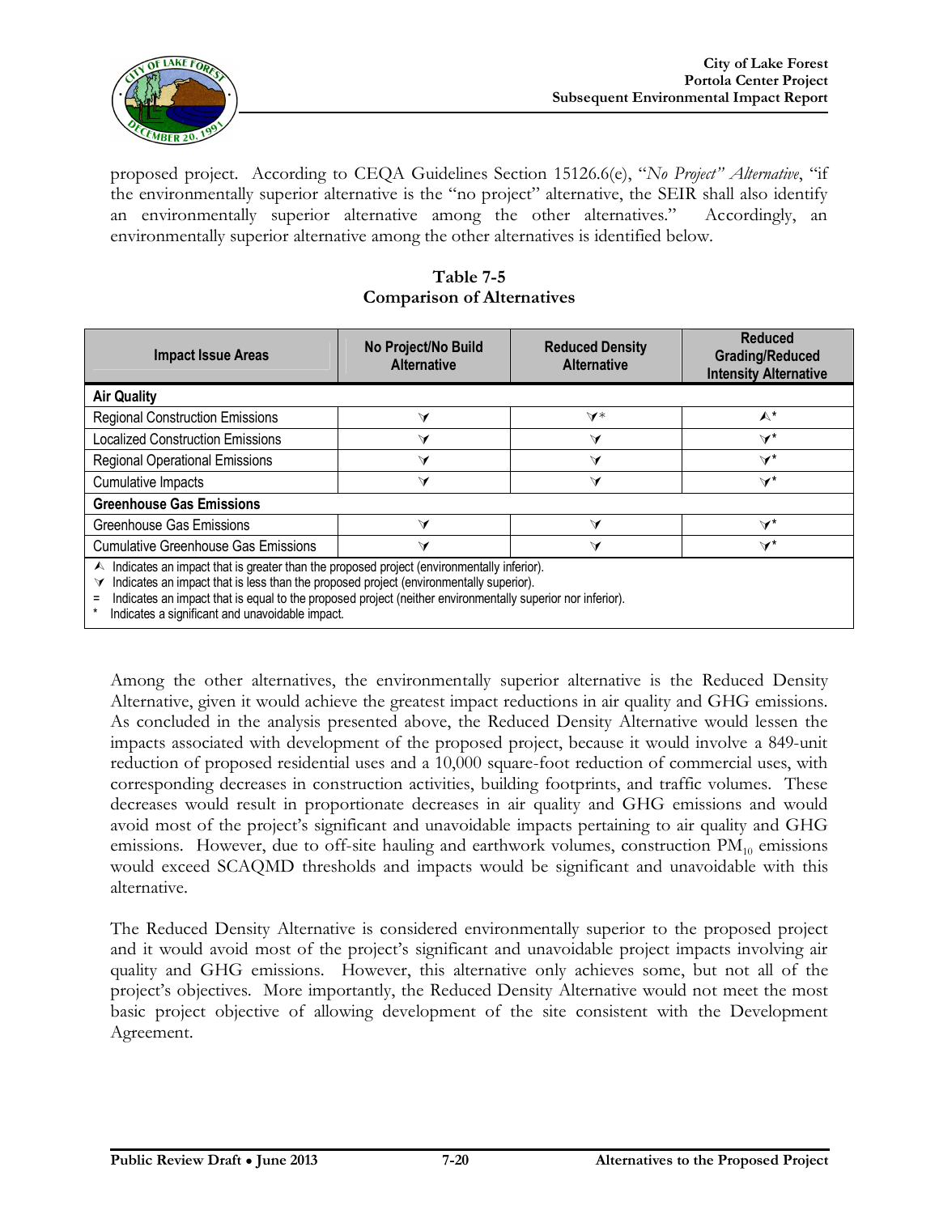proposed project. According to CEQA Guidelines Section 15126.6(e), "*No Project" Alternative*, "if the environmentally superior alternative is the "no project" alternative, the SEIR shall also identify an environmentally superior alternative among the other alternatives." Accordingly, an environmentally superior alternative among the other alternatives is identified below.

**Table 7-5**
**Comparison of Alternatives**

| Impact Issue Areas | No Project/No Build Alternative | Reduced Density Alternative | Reduced Grading/Reduced Intensity Alternative |
|---|---|---|---|
| **Air Quality** | | | |
| Regional Construction Emissions | ⋎ | ⋎* | ⋏* |
| Localized Construction Emissions | ⋎ | ⋎ | ⋎* |
| Regional Operational Emissions | ⋎ | ⋎ | ⋎* |
| Cumulative Impacts | ⋎ | ⋎ | ⋎* |
| **Greenhouse Gas Emissions** | | | |
| Greenhouse Gas Emissions | ⋎ | ⋎ | ⋎* |
| Cumulative Greenhouse Gas Emissions | ⋎ | ⋎ | ⋎* |

⋏ Indicates an impact that is greater than the proposed project (environmentally inferior).
⋎ Indicates an impact that is less than the proposed project (environmentally superior).
= Indicates an impact that is equal to the proposed project (neither environmentally superior nor inferior).
\* Indicates a significant and unavoidable impact.

Among the other alternatives, the environmentally superior alternative is the Reduced Density Alternative, given it would achieve the greatest impact reductions in air quality and GHG emissions. As concluded in the analysis presented above, the Reduced Density Alternative would lessen the impacts associated with development of the proposed project, because it would involve a 849-unit reduction of proposed residential uses and a 10,000 square-foot reduction of commercial uses, with corresponding decreases in construction activities, building footprints, and traffic volumes. These decreases would result in proportionate decreases in air quality and GHG emissions and would avoid most of the project's significant and unavoidable impacts pertaining to air quality and GHG emissions. However, due to off-site hauling and earthwork volumes, construction $PM_{10}$ emissions would exceed SCAQMD thresholds and impacts would be significant and unavoidable with this alternative.

The Reduced Density Alternative is considered environmentally superior to the proposed project and it would avoid most of the project's significant and unavoidable project impacts involving air quality and GHG emissions. However, this alternative only achieves some, but not all of the project's objectives. More importantly, the Reduced Density Alternative would not meet the most basic project objective of allowing development of the site consistent with the Development Agreement.